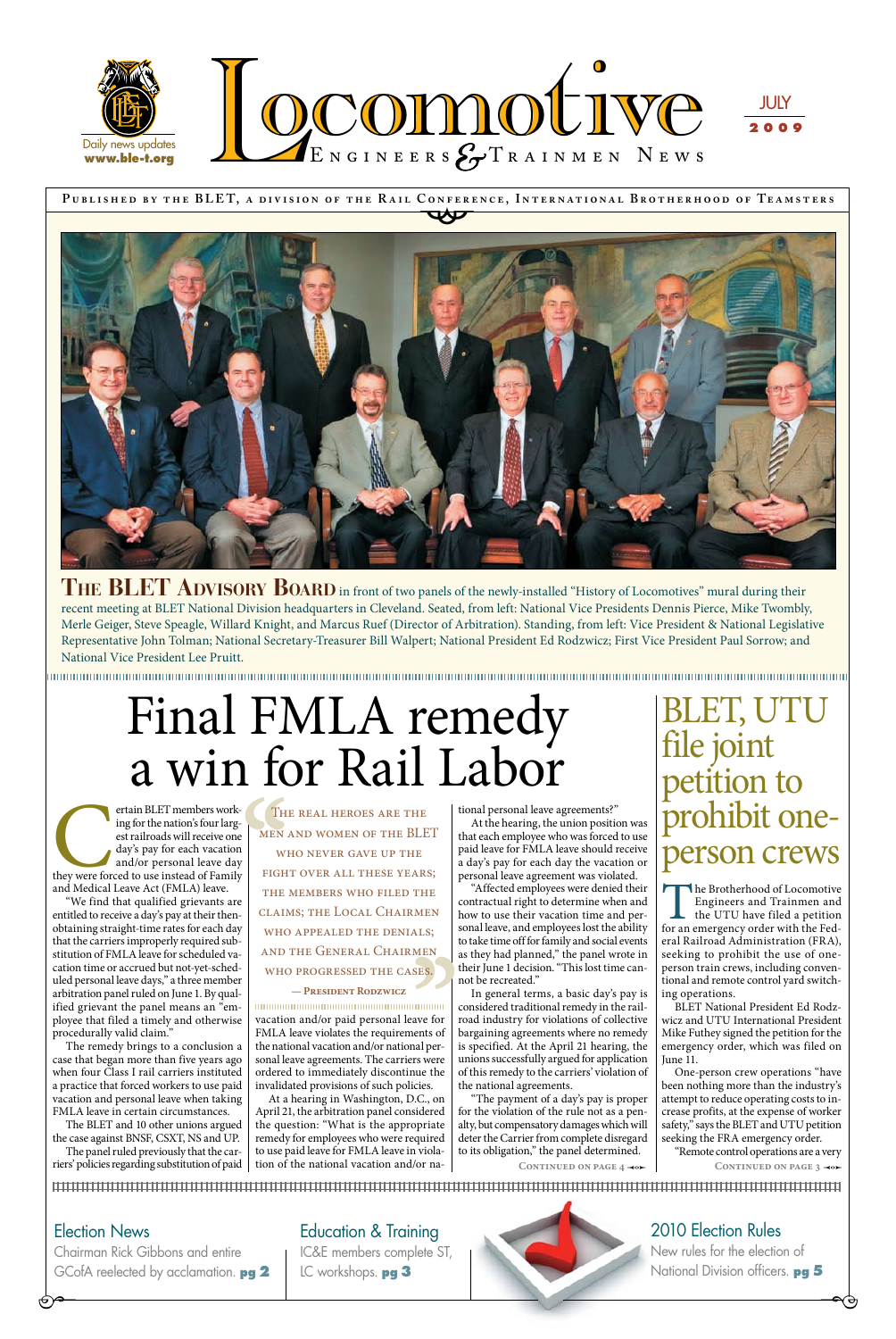# Locomotive Engineers & Trainmen News

JULY 2009

Daily news updates **www.ble-t.org**

**Published by the BLET, a division of the Rail Conference, International Brotherhood of Teamsters**

**The BLET Advisory Board** in front of two panels of the newly-installed "History of Locomotives" mural during their recent meeting at BLET National Division headquarters in Cleveland. Seated, from left: National Vice Presidents Dennis Pierce, Mike Twombly, Merle Geiger, Steve Speagle, Willard Knight, and Marcus Ruef (Director of Arbitration). Standing, from left: Vice President & National Legislative Representative John Tolman; National Secretary-Treasurer Bill Walpert; National President Ed Rodzwicz; First Vice President Paul Sorrow; and National Vice President Lee Pruitt.

# Final FMLA remedy a win for Rail Labor

Certain BLET members working for the nation's four largest railroads will receive one day's pay for each vacation and/or personal leave day they were forced to use instead of Family and Medical Leave Act (FMLA) leave.

"We find that qualified grievants are entitled to receive a day's pay at their then-obtaining straight-time rates for each day that the carriers improperly required substitution of FMLA leave for scheduled vacation time or accrued but not-yet-scheduled personal leave days," a three member arbitration panel ruled on June 1. By qualified grievant the panel means an "employee that filed a timely and otherwise procedurally valid claim."

The remedy brings to a conclusion a case that began more than five years ago when four Class I rail carriers instituted a practice that forced workers to use paid vacation and personal leave when taking FMLA leave in certain circumstances.

The BLET and 10 other unions argued the case against BNSF, CSXT, NS and UP.

The panel ruled previously that the carriers' policies regarding substitution of paid vacation and/or paid personal leave for FMLA leave violates the requirements of the national vacation and/or national personal leave agreements. The carriers were ordered to immediately discontinue the invalidated provisions of such policies.

> "The real heroes are the men and women of the BLET who never gave up the fight over all these years; the members who filed the claims; the Local Chairmen who appealed the denials; and the General Chairmen who progressed the cases."
>
> — **President Rodzwicz**

At a hearing in Washington, D.C., on April 21, the arbitration panel considered the question: "What is the appropriate remedy for employees who were required to use paid leave for FMLA leave in violation of the national vacation and/or national personal leave agreements?"

At the hearing, the union position was that each employee who was forced to use paid leave for FMLA leave should receive a day's pay for each day the vacation or personal leave agreement was violated.

"Affected employees were denied their contractual right to determine when and how to use their vacation time and personal leave, and employees lost the ability to take time off for family and social events as they had planned," the panel wrote in their June 1 decision. "This lost time cannot be recreated."

In general terms, a basic day's pay is considered traditional remedy in the railroad industry for violations of collective bargaining agreements where no remedy is specified. At the April 21 hearing, the unions successfully argued for application of this remedy to the carriers' violation of the national agreements.

"The payment of a day's pay is proper for the violation of the rule not as a penalty, but compensatory damages which will deter the Carrier from complete disregard to its obligation," the panel determined.

**Continued on page 4**

# BLET, UTU file joint petition to prohibit one-person crews

The Brotherhood of Locomotive Engineers and Trainmen and the UTU have filed a petition for an emergency order with the Federal Railroad Administration (FRA), seeking to prohibit the use of one-person train crews, including conventional and remote control yard switching operations.

BLET National President Ed Rodzwicz and UTU International President Mike Futhey signed the petition for the emergency order, which was filed on June 11.

One-person crew operations "have been nothing more than the industry's attempt to reduce operating costs to increase profits, at the expense of worker safety," says the BLET and UTU petition seeking the FRA emergency order.

"Remote control operations are a very

**Continued on page 3**

---

**Election News**
Chairman Rick Gibbons and entire GCofA reelected by acclamation. **pg 2**

**Education & Training**
IC&E members complete ST, LC workshops. **pg 3**

**2010 Election Rules**
New rules for the election of National Division officers. **pg 5**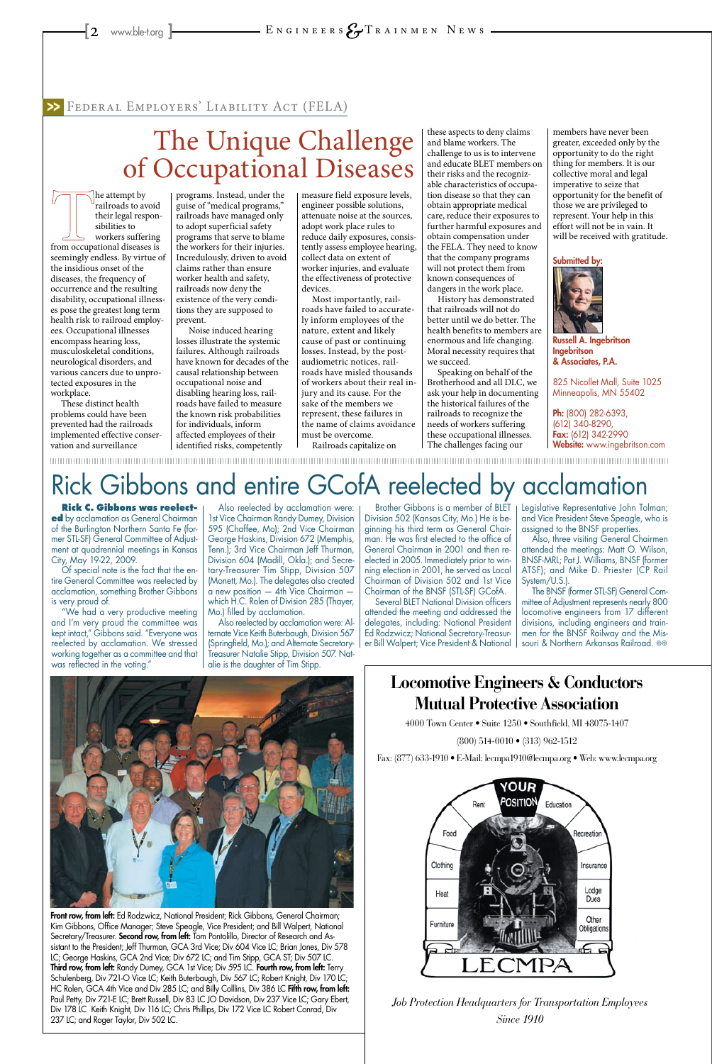>> Federal Employers' Liability Act (FELA)

# The Unique Challenge of Occupational Diseases

The attempt by railroads to avoid their legal responsibilities to workers suffering from occupational diseases is seemingly endless. By virtue of the insidious onset of the diseases, the frequency of occurrence and the resulting disability, occupational illnesses pose the greatest long term health risk to railroad employees. Occupational illnesses encompass hearing loss, musculoskeletal conditions, neurological disorders, and various cancers due to unprotected exposures in the workplace.

These distinct health problems could have been prevented had the railroads implemented effective conservation and surveillance programs. Instead, under the guise of "medical programs," railroads have managed only to adopt superficial safety programs that serve to blame the workers for their injuries. Incredulously, driven to avoid claims rather than ensure worker health and safety, railroads now deny the existence of the very conditions they are supposed to prevent.

Noise induced hearing losses illustrate the systemic failures. Although railroads have known for decades of the causal relationship between occupational noise and disabling hearing loss, railroads have failed to measure the known risk probabilities for individuals, inform affected employees of their identified risks, competently measure field exposure levels, engineer possible solutions, attenuate noise at the sources, adopt work place rules to reduce daily exposures, consistently assess employee hearing, collect data on extent of worker injuries, and evaluate the effectiveness of protective devices.

Most importantly, railroads have failed to accurately inform employees of the nature, extent and likely cause of past or continuing losses. Instead, by the post-audiometric notices, railroads have misled thousands of workers about their real injury and its cause. For the sake of the members we represent, these failures in the name of claims avoidance must be overcome.

Railroads capitalize on these aspects to deny claims and blame workers. The challenge to us is to intervene and educate BLET members on their risks and the recognizable characteristics of occupation disease so that they can obtain appropriate medical care, reduce their exposures to further harmful exposures and obtain compensation under the FELA. They need to know that the company programs will not protect them from known consequences of dangers in the work place.

History has demonstrated that railroads will not do better until we do better. The health benefits to members are enormous and life changing. Moral necessity requires that we succeed.

Speaking on behalf of the Brotherhood and all DLC, we ask your help in documenting the historical failures of the railroads to recognize the needs of workers suffering these occupational illnesses. The challenges facing our members have never been greater, exceeded only by the opportunity to do the right thing for members. It is our collective moral and legal imperative to seize that opportunity for the benefit of those we are privileged to represent. Your help in this effort will not be in vain. It will be received with gratitude.

**Submitted by:**

**Russell A. Ingebritson**
**Ingebritson & Associates, P.A.**

825 Nicollet Mall, Suite 1025
Minneapolis, MN 55402

**Ph:** (800) 282-6393, (612) 340-8290,
**Fax:** (612) 342-2990
**Website:** www.ingebritson.com

# Rick Gibbons and entire GCofA reelected by acclamation

**Rick C. Gibbons was reelected** by acclamation as General Chairman of the Burlington Northern Santa Fe (former STL-SF) General Committee of Adjustment at quadrennial meetings in Kansas City, May 19-22, 2009.

Of special note is the fact that the entire General Committee was reelected by acclamation, something Brother Gibbons is very proud of.

"We had a very productive meeting and I'm very proud the committee was kept intact," Gibbons said. "Everyone was reelected by acclamation. We stressed working together as a committee and that was reflected in the voting."

Also reelected by acclamation were: 1st Vice Chairman Randy Dumey, Division 595 (Chaffee, Mo); 2nd Vice Chairman George Haskins, Division 672 (Memphis, Tenn.); 3rd Vice Chairman Jeff Thurman, Division 604 (Madill, Okla.); and Secretary-Treasurer Tim Stipp, Division 507 (Monett, Mo.). The delegates also created a new position — 4th Vice Chairman — which H.C. Rolen of Division 285 (Thayer, Mo.) filled by acclamation.

Also reelected by acclamation were: Alternate Vice Keith Buterbaugh, Division 567 (Springfield, Mo.); and Alternate Secretary-Treasurer Natalie Stipp, Division 507. Natalie is the daughter of Tim Stipp.

Brother Gibbons is a member of BLET Division 502 (Kansas City, Mo.) He is beginning his third term as General Chairman. He was first elected to the office of General Chairman in 2001 and then reelected in 2005. Immediately prior to winning election in 2001, he served as Local Chairman of Division 502 and 1st Vice Chairman of the BNSF (STL-SF) GCofA.

Several BLET National Division officers attended the meeting and addressed the delegates, including: National President Ed Rodzwicz; National Secretary-Treasurer Bill Walpert; Vice President & National Legislative Representative John Tolman; and Vice President Steve Speagle, who is assigned to the BNSF properties.

Also, three visiting General Chairmen attended the meetings: Matt O. Wilson, BNSF-MRL; Pat J. Williams, BNSF (former ATSF); and Mike D. Priester (CP Rail System/U.S.).

The BNSF (former STL-SF) General Committee of Adjustment represents nearly 800 locomotive engineers from 17 different divisions, including engineers and trainmen for the BNSF Railway and the Missouri & Northern Arkansas Railroad.

**Front row, from left:** Ed Rodzwicz, National President; Rick Gibbons, General Chairman; Kim Gibbons, Office Manager; Steve Speagle, Vice President; and Bill Walpert, National Secretary/Treasurer. **Second row, from left:** Tom Pontolillo, Director of Research and Assistant to the President; Jeff Thurman, GCA 3rd Vice; Div 604 Vice LC; Brian Jones, Div 578 LC; George Haskins, GCA 2nd Vice; Div 672 LC; and Tim Stipp, GCA ST; Div 507 LC. **Third row, from left:** Randy Dumey, GCA 1st Vice; Div 595 LC. **Fourth row, from left:** Terry Schulenberg, Div 721-O Vice LC; Keith Buterbaugh, Div 567 LC; Robert Knight, Div 170 LC; HC Rolen, GCA 4th Vice and Div 285 LC; and Billy Colllins, Div 386 LC **Fifth row, from left:** Paul Petty, Div 721-E LC; Brett Russell, Div 83 LC JO Davidson, Div 237 Vice LC; Gary Ebert, Div 178 LC Keith Knight, Div 116 LC; Chris Phillips, Div 172 Vice LC Robert Conrad, Div 237 LC; and Roger Taylor, Div 502 LC.

## Locomotive Engineers & Conductors Mutual Protective Association

4000 Town Center • Suite 1250 • Southfield, MI 48075-1407

(800) 514-0010 • (313) 962-1512

Fax: (877) 633-1910 • E-Mail: lecmpa1910@lecmpa.org • Web: www.lecmpa.org

YOUR POSITION — Rent, Education, Food, Recreation, Clothing, Insurance, Heat, Lodge Dues, Furniture, Other Obligations

LECMPA

*Job Protection Headquarters for Transportation Employees*
*Since 1910*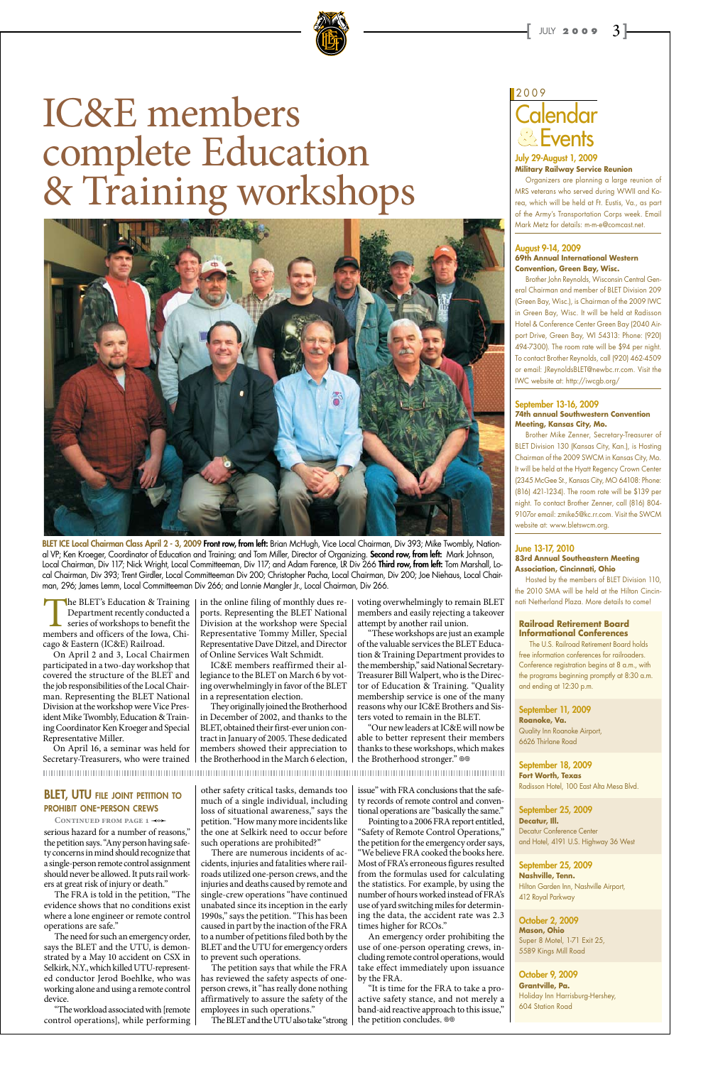# IC&E members complete Education & Training workshops

**BLET ICE Local Chairman Class April 2 - 3, 2009** **Front row, from left:** Brian McHugh, Vice Local Chairman, Div 393; Mike Twombly, National VP; Ken Kroeger, Coordinator of Education and Training; and Tom Miller, Director of Organizing. **Second row, from left:** Mark Johnson, Local Chairman, Div 117; Nick Wright, Local Committeeman, Div 117; and Adam Farence, LR Div 266 **Third row, from left:** Tom Marshall, Local Chairman, Div 393; Trent Girdler, Local Committeeman Div 200; Christopher Pacha, Local Chairman, Div 200; Joe Niehaus, Local Chairman, 296; James Lemm, Local Committeeman Div 266; and Lonnie Mangler Jr., Local Chairman, Div 266.

The BLET's Education & Training Department recently conducted a series of workshops to benefit the members and officers of the Iowa, Chicago & Eastern (IC&E) Railroad.

On April 2 and 3, Local Chairmen participated in a two-day workshop that covered the structure of the BLET and the job responsibilities of the Local Chairman. Representing the BLET National Division at the workshop were Vice President Mike Twombly, Education & Training Coordinator Ken Kroeger and Special Representative Miller.

On April 16, a seminar was held for Secretary-Treasurers, who were trained in the online filing of monthly dues reports. Representing the BLET National Division at the workshop were Special Representative Tommy Miller, Special Representative Dave Ditzel, and Director of Online Services Walt Schmidt.

IC&E members reaffirmed their allegiance to the BLET on March 6 by voting overwhelmingly in favor of the BLET in a representation election.

They originally joined the Brotherhood in December of 2002, and thanks to the BLET, obtained their first-ever union contract in January of 2005. These dedicated members showed their appreciation to the Brotherhood in the March 6 election, voting overwhelmingly to remain BLET members and easily rejecting a takeover attempt by another rail union.

"These workshops are just an example of the valuable services the BLET Education & Training Department provides to the membership," said National Secretary-Treasurer Bill Walpert, who is the Director of Education & Training. "Quality membership service is one of the many reasons why our IC&E Brothers and Sisters voted to remain in the BLET.

"Our new leaders at IC&E will now be able to better represent their members thanks to these workshops, which makes the Brotherhood stronger."

## BLET, UTU file joint petition to prohibit one-person crews

*Continued from page 1*

serious hazard for a number of reasons," the petition says. "Any person having safety concerns in mind should recognize that a single-person remote control assignment should never be allowed. It puts rail workers at great risk of injury or death."

The FRA is told in the petition, "The evidence shows that no conditions exist where a lone engineer or remote control operations are safe."

The need for such an emergency order, says the BLET and the UTU, is demonstrated by a May 10 accident on CSX in Selkirk, N.Y., which killed UTU-represented conductor Jerod Boehlke, who was working alone and using a remote control device.

"The workload associated with [remote control operations], while performing other safety critical tasks, demands too much of a single individual, including loss of situational awareness," says the petition. "How many more incidents like the one at Selkirk need to occur before such operations are prohibited?"

There are numerous incidents of accidents, injuries and fatalities where railroads utilized one-person crews, and the injuries and deaths caused by remote and single-crew operations "have continued unabated since its inception in the early 1990s," says the petition. "This has been caused in part by the inaction of the FRA to a number of petitions filed both by the BLET and the UTU for emergency orders to prevent such operations.

The petition says that while the FRA has reviewed the safety aspects of one-person crews, it "has really done nothing affirmatively to assure the safety of the employees in such operations."

The BLET and the UTU also take "strong issue" with FRA conclusions that the safety records of remote control and conventional operations are "basically the same."

Pointing to a 2006 FRA report entitled, "Safety of Remote Control Operations," the petition for the emergency order says, "We believe FRA cooked the books here. Most of FRA's erroneous figures resulted from the formulas used for calculating the statistics. For example, by using the number of hours worked instead of FRA's use of yard switching miles for determining the data, the accident rate was 2.3 times higher for RCOs."

An emergency order prohibiting the use of one-person operating crews, including remote control operations, would take effect immediately upon issuance by the FRA.

"It is time for the FRA to take a proactive safety stance, and not merely a band-aid reactive approach to this issue," the petition concludes.

## 2009 Calendar & Events

**July 29-August 1, 2009**
**Military Railway Service Reunion**

Organizers are planning a large reunion of MRS veterans who served during WWII and Korea, which will be held at Ft. Eustis, Va., as part of the Army's Transportation Corps week. Email Mark Metz for details: m-m-e@comcast.net.

**August 9-14, 2009**
**69th Annual International Western Convention, Green Bay, Wisc.**

Brother John Reynolds, Wisconsin Central General Chairman and member of BLET Division 209 (Green Bay, Wisc.), is Chairman of the 2009 IWC in Green Bay, Wisc. It will be held at Radisson Hotel & Conference Center Green Bay (2040 Airport Drive, Green Bay, WI 54313: Phone: (920) 494-7300). The room rate will be $94 per night. To contact Brother Reynolds, call (920) 462-4509 or email: JReynoldsBLET@newbc.rr.com. Visit the IWC website at: http://iwcgb.org/

**September 13-16, 2009**
**74th annual Southwestern Convention Meeting, Kansas City, Mo.**

Brother Mike Zenner, Secretary-Treasurer of BLET Division 130 (Kansas City, Kan.), is Hosting Chairman of the 2009 SWCM in Kansas City, Mo. It will be held at the Hyatt Regency Crown Center (2345 McGee St., Kansas City, MO 64108: Phone: (816) 421-1234). The room rate will be $139 per night. To contact Brother Zenner, call (816) 804-9107or email: zmike5@kc.rr.com. Visit the SWCM website at: www.bletswcm.org.

**June 13-17, 2010**
**83rd Annual Southeastern Meeting Association, Cincinnati, Ohio**

Hosted by the members of BLET Division 110, the 2010 SMA will be held at the Hilton Cincinnati Netherland Plaza. More details to come!

### Railroad Retirement Board Informational Conferences

The U.S. Railroad Retirement Board holds free information conferences for railroaders. Conference registration begins at 8 a.m., with the programs beginning promptly at 8:30 a.m. and ending at 12:30 p.m.

**September 11, 2009**
**Roanoke, Va.**
Quality Inn Roanoke Airport,
6626 Thirlane Road

**September 18, 2009**
**Fort Worth, Texas**
Radisson Hotel, 100 East Alta Mesa Blvd.

**September 25, 2009**
**Decatur, Ill.**
Decatur Conference Center
and Hotel, 4191 U.S. Highway 36 West

**September 25, 2009**
**Nashville, Tenn.**
Hilton Garden Inn, Nashville Airport,
412 Royal Parkway

**October 2, 2009**
**Mason, Ohio**
Super 8 Motel, 1-71 Exit 25,
5589 Kings Mill Road

**October 9, 2009**
**Grantville, Pa.**
Holiday Inn Harrisburg-Hershey,
604 Station Road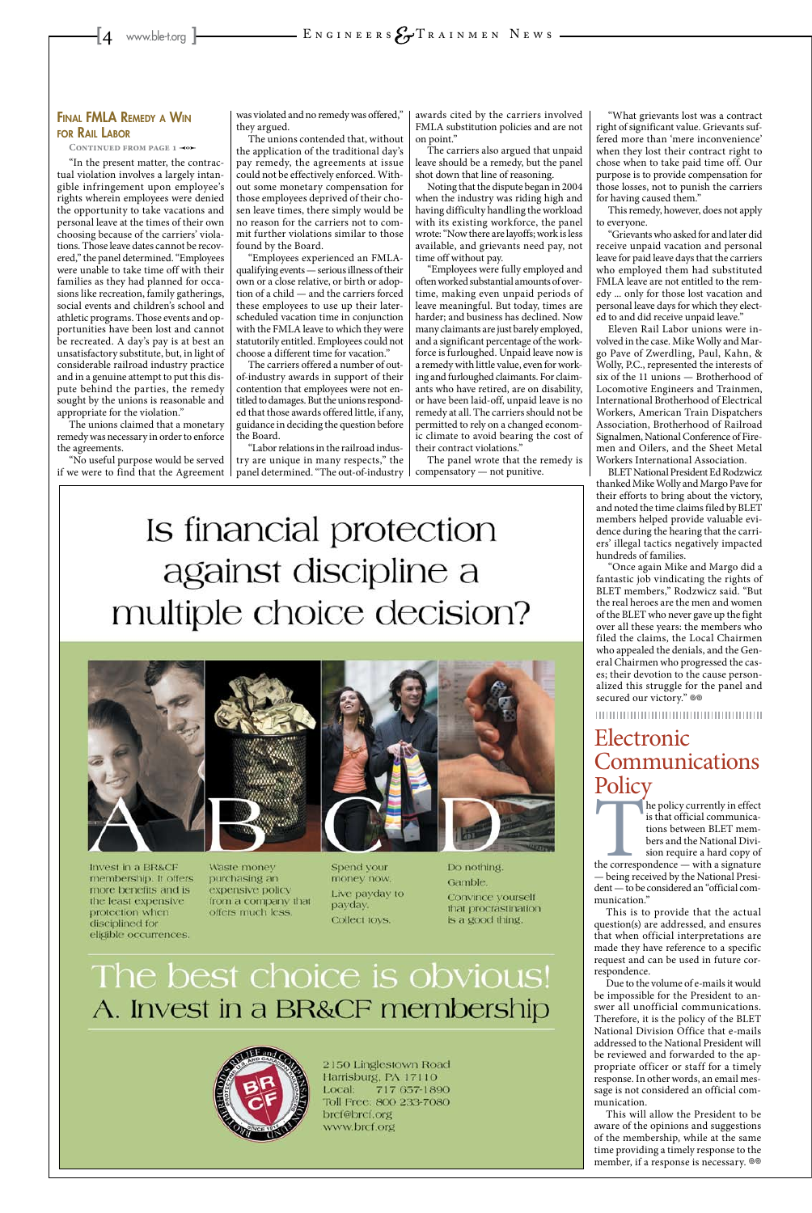## Final FMLA Remedy a Win for Rail Labor

Continued from page 1

"In the present matter, the contractual violation involves a largely intangible infringement upon employee's rights wherein employees were denied the opportunity to take vacations and personal leave at the times of their own choosing because of the carriers' violations. Those leave dates cannot be recovered," the panel determined. "Employees were unable to take time off with their families as they had planned for occasions like recreation, family gatherings, social events and children's school and athletic programs. Those events and opportunities have been lost and cannot be recreated. A day's pay is at best an unsatisfactory substitute, but, in light of considerable railroad industry practice and in a genuine attempt to put this dispute behind the parties, the remedy sought by the unions is reasonable and appropriate for the violation."

The unions claimed that a monetary remedy was necessary in order to enforce the agreements.

"No useful purpose would be served if we were to find that the Agreement was violated and no remedy was offered," they argued.

The unions contended that, without the application of the traditional day's pay remedy, the agreements at issue could not be effectively enforced. Without some monetary compensation for those employees deprived of their chosen leave times, there simply would be no reason for the carriers not to commit further violations similar to those found by the Board.

"Employees experienced an FMLA-qualifying events — serious illness of their own or a close relative, or birth or adoption of a child — and the carriers forced these employees to use up their later-scheduled vacation time in conjunction with the FMLA leave to which they were statutorily entitled. Employees could not choose a different time for vacation."

The carriers offered a number of out-of-industry awards in support of their contention that employees were not entitled to damages. But the unions responded that those awards offered little, if any, guidance in deciding the question before the Board.

"Labor relations in the railroad industry are unique in many respects," the panel determined. "The out-of-industry awards cited by the carriers involved FMLA substitution policies and are not on point."

The carriers also argued that unpaid leave should be a remedy, but the panel shot down that line of reasoning.

Noting that the dispute began in 2004 when the industry was riding high and having difficulty handling the workload with its existing workforce, the panel wrote: "Now there are layoffs; work is less available, and grievants need pay, not time off without pay.

"Employees were fully employed and often worked substantial amounts of overtime, making even unpaid periods of leave meaningful. But today, times are harder; and business has declined. Now many claimants are just barely employed, and a significant percentage of the workforce is furloughed. Unpaid leave now is a remedy with little value, even for working and furloughed claimants. For claimants who have retired, are on disability, or have been laid-off, unpaid leave is no remedy at all. The carriers should not be permitted to rely on a changed economic climate to avoid bearing the cost of their contract violations."

The panel wrote that the remedy is compensatory — not punitive.

"What grievants lost was a contract right of significant value. Grievants suffered more than 'mere inconvenience' when they lost their contract right to chose when to take paid time off. Our purpose is to provide compensation for those losses, not to punish the carriers for having caused them."

This remedy, however, does not apply to everyone.

"Grievants who asked for and later did receive unpaid vacation and personal leave for paid leave days that the carriers who employed them had substituted FMLA leave are not entitled to the remedy ... only for those lost vacation and personal leave days for which they elected to and did receive unpaid leave."

Eleven Rail Labor unions were involved in the case. Mike Wolly and Margo Pave of Zwerdling, Paul, Kahn, & Wolly, P.C., represented the interests of six of the 11 unions — Brotherhood of Locomotive Engineers and Trainmen, International Brotherhood of Electrical Workers, American Train Dispatchers Association, Brotherhood of Railroad Signalmen, National Conference of Firemen and Oilers, and the Sheet Metal Workers International Association.

BLET National President Ed Rodzwicz thanked Mike Wolly and Margo Pave for their efforts to bring about the victory, and noted the time claims filed by BLET members helped provide valuable evidence during the hearing that the carriers' illegal tactics negatively impacted hundreds of families.

"Once again Mike and Margo did a fantastic job vindicating the rights of BLET members," Rodzwicz said. "But the real heroes are the men and women of the BLET who never gave up the fight over all these years: the members who filed the claims, the Local Chairmen who appealed the denials, and the General Chairmen who progressed the cases; their devotion to the cause personalized this struggle for the panel and secured our victory."

# Is financial protection against discipline a multiple choice decision?

A. Invest in a BR&CF membership. It offers more benefits and is the least expensive protection when disciplined for eligible occurrences.

B. Waste money purchasing an expensive policy from a company that offers much less.

C. Spend your money now. Live payday to payday. Collect toys.

D. Do nothing. Gamble. Convince yourself that procrastination is a good thing.

## The best choice is obvious! A. Invest in a BR&CF membership

2150 Linglestown Road
Harrisburg, PA 17110
Local: 717 657-1890
Toll Free: 800 233-7080
brcf@brcf.org
www.brcf.org

## Electronic Communications Policy

The policy currently in effect is that official communications between BLET members and the National Division require a hard copy of the correspondence — with a signature — being received by the National President — to be considered an "official communication."

This is to provide that the actual question(s) are addressed, and ensures that when official interpretations are made they have reference to a specific request and can be used in future correspondence.

Due to the volume of e-mails it would be impossible for the President to answer all unofficial communications. Therefore, it is the policy of the BLET National Division Office that e-mails addressed to the National President will be reviewed and forwarded to the appropriate officer or staff for a timely response. In other words, an email message is not considered an official communication.

This will allow the President to be aware of the opinions and suggestions of the membership, while at the same time providing a timely response to the member, if a response is necessary.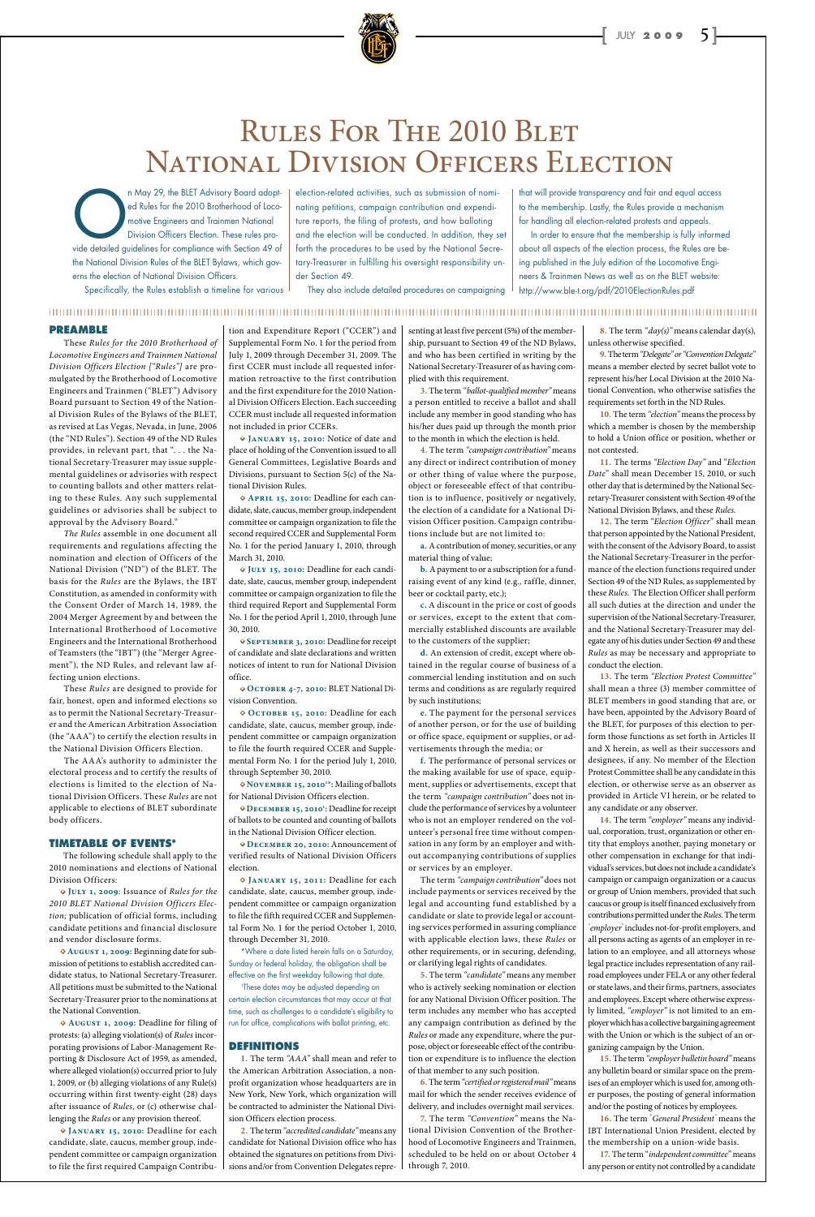# Rules For The 2010 BLET National Division Officers Election

On May 29, the BLET Advisory Board adopted Rules for the 2010 Brotherhood of Locomotive Engineers and Trainmen National Division Officers Election. These rules provide detailed guidelines for compliance with Section 49 of the National Division Rules of the BLET Bylaws, which governs the election of National Division Officers.

Specifically, the Rules establish a timeline for various election-related activities, such as submission of nominating petitions, campaign contribution and expenditure reports, the filing of protests, and how balloting and the election will be conducted. In addition, they set forth the procedures to be used by the National Secretary-Treasurer in fulfilling his oversight responsibility under Section 49.

They also include detailed procedures on campaigning that will provide transparency and fair and equal access to the membership. Lastly, the Rules provide a mechanism for handling all election-related protests and appeals.

In order to ensure that the membership is fully informed about all aspects of the election process, the Rules are being published in the July edition of the Locomotive Engineers & Trainmen News as well as on the BLET website: http://www.ble-t.org/pdf/2010ElectionRules.pdf

## PREAMBLE

These *Rules for the 2010 Brotherhood of Locomotive Engineers and Trainmen National Division Officers Election ["Rules"]* are promulgated by the Brotherhood of Locomotive Engineers and Trainmen ("BLET") Advisory Board pursuant to Section 49 of the National Division Rules of the Bylaws of the BLET, as revised at Las Vegas, Nevada, in June, 2006 (the "ND Rules"). Section 49 of the ND Rules provides, in relevant part, that ". . . the National Secretary-Treasurer may issue supplemental guidelines or advisories with respect to counting ballots and other matters relating to these Rules. Any such supplemental guidelines or advisories shall be subject to approval by the Advisory Board."

*The Rules* assemble in one document all requirements and regulations affecting the nomination and election of Officers of the National Division ("ND") of the BLET. The basis for the *Rules* are the Bylaws, the IBT Constitution, as amended in conformity with the Consent Order of March 14, 1989, the 2004 Merger Agreement by and between the International Brotherhood of Locomotive Engineers and the International Brotherhood of Teamsters (the "IBT") (the "Merger Agreement"), the ND Rules, and relevant law affecting union elections.

These *Rules* are designed to provide for fair, honest, open and informed elections so as to permit the National Secretary-Treasurer and the American Arbitration Association (the "AAA") to certify the election results in the National Division Officers Election.

The AAA's authority to administer the electoral process and to certify the results of elections is limited to the election of National Division Officers. These *Rules* are not applicable to elections of BLET subordinate body officers.

## TIMETABLE OF EVENTS*

The following schedule shall apply to the 2010 nominations and elections of National Division Officers:

**July 1, 2009:** Issuance of *Rules for the 2010 BLET National Division Officers Election*; publication of official forms, including candidate petitions and financial disclosure and vendor disclosure forms.

**August 1, 2009:** Beginning date for submission of petitions to establish accredited candidate status, to National Secretary-Treasurer. All petitions must be submitted to the National Secretary-Treasurer prior to the nominations at the National Convention.

**August 1, 2009:** Deadline for filing of protests: (a) alleging violation(s) of *Rules* incorporating provisions of Labor-Management Reporting & Disclosure Act of 1959, as amended, where alleged violation(s) occurred prior to July 1, 2009, or (b) alleging violations of any Rule(s) occurring within first twenty-eight (28) days after issuance of *Rules*, or (c) otherwise challenging the *Rules* or any provision thereof.

**January 15, 2010:** Deadline for each candidate, slate, caucus, member group, independent committee or campaign organization to file the first required Campaign Contribution and Expenditure Report ("CCER") and Supplemental Form No. 1 for the period from July 1, 2009 through December 31, 2009. The first CCER must include all requested information retroactive to the first contribution and the first expenditure for the 2010 National Division Officers Election. Each succeeding CCER must include all requested information not included in prior CCERs.

**January 15, 2010:** Notice of date and place of holding of the Convention issued to all General Committees, Legislative Boards and Divisions, pursuant to Section 5(c) of the National Division Rules.

**April 15, 2010:** Deadline for each candidate, slate, caucus, member group, independent committee or campaign organization to file the second required CCER and Supplemental Form No. 1 for the period January 1, 2010, through March 31, 2010.

**July 15, 2010:** Deadline for each candidate, slate, caucus, member group, independent committee or campaign organization to file the third required Report and Supplemental Form No. 1 for the period April 1, 2010, through June 30, 2010.

**September 3, 2010:** Deadline for receipt of candidate and slate declarations and written notices of intent to run for National Division office.

**October 4-7, 2010:** BLET National Division Convention.

**October 15, 2010:** Deadline for each candidate, slate, caucus, member group, independent committee or campaign organization to file the fourth required CCER and Supplemental Form No. 1 for the period July 1, 2010, through September 30, 2010.

**November 15, 2010[1]:** Mailing of ballots for National Division Officers election.

**December 15, 2010[1]:** Deadline for receipt of ballots to be counted and counting of ballots in the National Division Officer election.

**December 20, 2010:** Announcement of verified results of National Division Officers election.

**January 15, 2011:** Deadline for each candidate, slate, caucus, member group, independent committee or campaign organization to file the fifth required CCER and Supplemental Form No. 1 for the period October 1, 2010, through December 31, 2010.

*Where a date listed herein falls on a Saturday, Sunday or federal holiday, the obligation shall be effective on the first weekday following that date.

[1]These dates may be adjusted depending on certain election circumstances that may occur at that time, such as challenges to a candidate's eligibility to run for office, complications with ballot printing, etc.

## DEFINITIONS

**1.** The term *"AAA"* shall mean and refer to the American Arbitration Association, a nonprofit organization whose headquarters are in New York, New York, which organization will be contracted to administer the National Division Officers election process.

**2.** The term *"accredited candidate"* means any candidate for National Division office who has obtained the signatures on petitions from Divisions and/or from Convention Delegates representing at least five percent (5%) of the membership, pursuant to Section 49 of the ND Bylaws, and who has been certified in writing by the National Secretary-Treasurer of as having complied with this requirement.

**3.** The term *"ballot-qualified member"* means a person entitled to receive a ballot and shall include any member in good standing who has his/her dues paid up through the month prior to the month in which the election is held.

**4.** The term *"campaign contribution"* means any direct or indirect contribution of money or other thing of value where the purpose, object or foreseeable effect of that contribution is to influence, positively or negatively, the election of a candidate for a National Division Officer position. Campaign contributions include but are not limited to:

**a.** A contribution of money, securities, or any material thing of value;

**b.** A payment to or a subscription for a fundraising event of any kind (e.g., raffle, dinner, beer or cocktail party, etc.);

**c.** A discount in the price or cost of goods or services, except to the extent that commercially established discounts are available to the customers of the supplier;

**d.** An extension of credit, except where obtained in the regular course of business of a commercial lending institution and on such terms and conditions as are regularly required by such institutions;

**e.** The payment for the personal services of another person, or for the use of building or office space, equipment or supplies, or advertisements through the media; or

**f.** The performance of personal services or the making available for use of space, equipment, supplies or advertisements, except that the term *"campaign contribution"* does not include the performance of services by a volunteer who is not an employer rendered on the volunteer's personal free time without compensation in any form by an employer and without accompanying contributions of supplies or services by an employer.

The term *"campaign contribution"* does not include payments or services received by the legal and accounting fund established by a candidate or slate to provide legal or accounting services performed in assuring compliance with applicable election laws, these *Rules* or other requirements, or in securing, defending, or clarifying legal rights of candidates.

**5.** The term *"candidate"* means any member who is actively seeking nomination or election for any National Division Officer position. The term includes any member who has accepted any campaign contribution as defined by the *Rules* or made any expenditure, where the purpose, object or foreseeable effect of the contribution or expenditure is to influence the election of that member to any such position.

**6.** The term *"certified or registered mail"* means mail for which the sender receives evidence of delivery, and includes overnight mail services.

**7.** The term *"Convention"* means the National Division Convention of the Brotherhood of Locomotive Engineers and Trainmen, scheduled to be held on or about October 4 through 7, 2010.

**8.** The term *"day(s)"* means calendar day(s), unless otherwise specified.

**9.** The term *"Delegate" or "Convention Delegate"* means a member elected by secret ballot vote to represent his/her Local Division at the 2010 National Convention, who otherwise satisfies the requirements set forth in the ND Rules.

**10.** The term *"election"* means the process by which a member is chosen by the membership to hold a Union office or position, whether or not contested.

**11.** The terms *"Election Day"* and *"Election Date"* shall mean December 15, 2010, or such other day that is determined by the National Secretary-Treasurer consistent with Section 49 of the National Division Bylaws, and these *Rules*.

**12.** The term *"Election Officer"* shall mean that person appointed by the National President, with the consent of the Advisory Board, to assist the National Secretary-Treasurer in the performance of the election functions required under Section 49 of the ND Rules, as supplemented by these *Rules*. The Election Officer shall perform all such duties at the direction and under the supervision of the National Secretary-Treasurer, and the National Secretary-Treasurer may delegate any of his duties under Section 49 and these *Rules* as may be necessary and appropriate to conduct the election.

**13.** The term *"Election Protest Committee"* shall mean a three (3) member committee of BLET members in good standing that are, or have been, appointed by the Advisory Board of the BLET, for purposes of this election to perform those functions as set forth in Articles II and X herein, as well as their successors and designees, if any. No member of the Election Protest Committee shall be any candidate in this election, or otherwise serve as an observer as provided in Article VI herein, or be related to any candidate or any observer.

**14.** The term *"employer"* means any individual, corporation, trust, organization or other entity that employs another, paying monetary or other compensation in exchange for that individual's services, but does not include a candidate's campaign or campaign organization or a caucus or group of Union members, provided that such caucus or group is itself financed exclusively from contributions permitted under the *Rules*. The term *"employer"* includes not-for-profit employers, and all persons acting as agents of an employer in relation to an employee, and all attorneys whose legal practice includes representation of any railroad employees under FELA or any other federal or state laws, and their firms, partners, associates and employees. Except where otherwise expressly limited, *"employer"* is not limited to an employer which has a collective bargaining agreement with the Union or which is the subject of an organizing campaign by the Union.

**15.** The term *"employer bulletin board"* means any bulletin board or similar space on the premises of an employer which is used for, among other purposes, the posting of general information and/or the posting of notices by employees.

**16.** The term *"General President"* means the IBT International Union President, elected by the membership on a union-wide basis.

**17.** The term *"independent committee"* means any person or entity not controlled by a candidate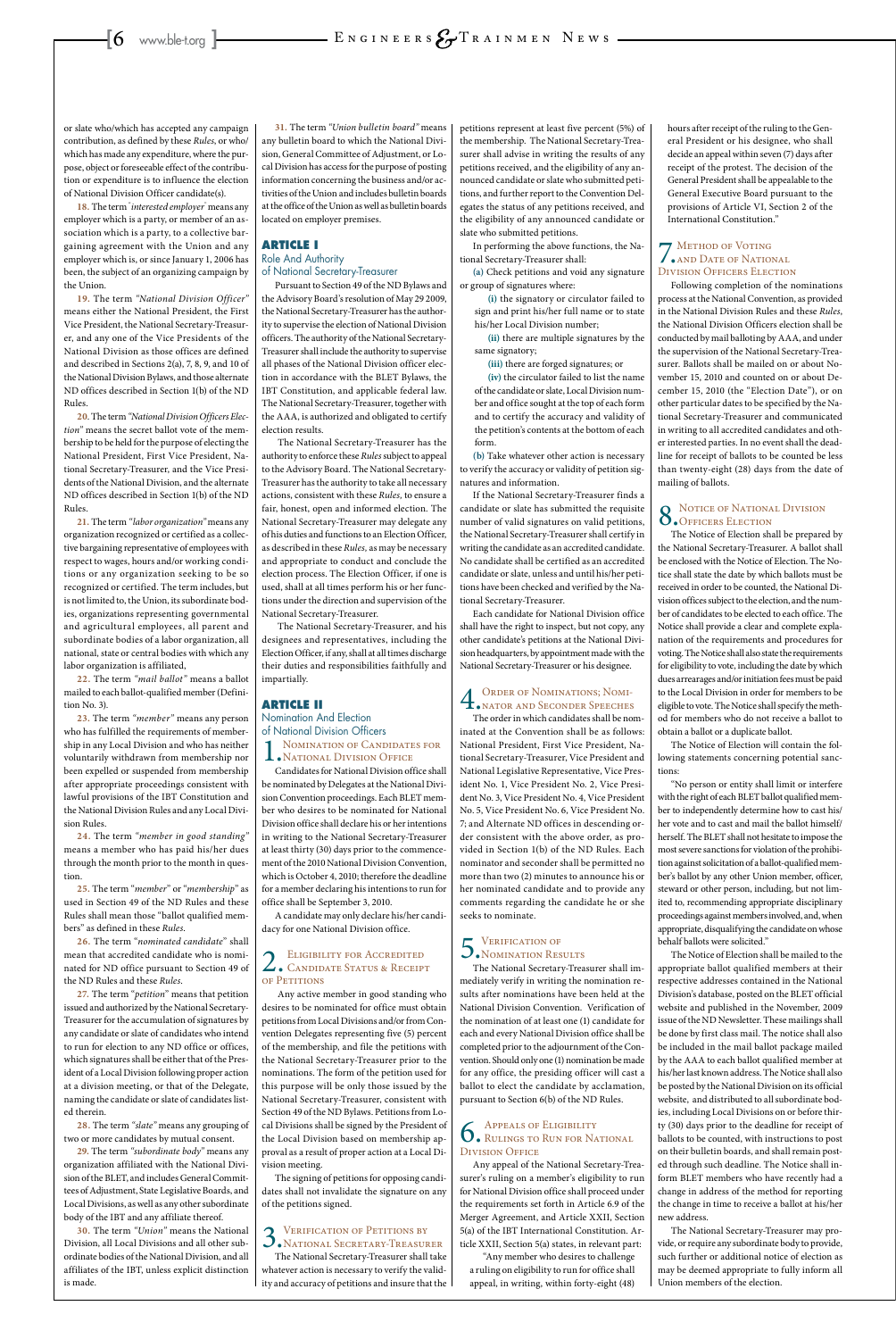or slate who/which has accepted any campaign contribution, as defined by these *Rules*, or who/which has made any expenditure, where the purpose, object or foreseeable effect of the contribution or expenditure is to influence the election of National Division Officer candidate(s).

**18.** The term *"interested employer"* means any employer which is a party, or member of an association which is a party, to a collective bargaining agreement with the Union and any employer which is, or since January 1, 2006 has been, the subject of an organizing campaign by the Union.

**19.** The term *"National Division Officer"* means either the National President, the First Vice President, the National Secretary-Treasurer, and any one of the Vice Presidents of the National Division as those offices are defined and described in Sections 2(a), 7, 8, 9, and 10 of the National Division Bylaws, and those alternate ND offices described in Section 1(b) of the ND Rules.

**20.** The term *"National Division Officers Election"* means the secret ballot vote of the membership to be held for the purpose of electing the National President, First Vice President, National Secretary-Treasurer, and the Vice Presidents of the National Division, and the alternate ND offices described in Section 1(b) of the ND Rules.

**21.** The term *"labor organization"* means any organization recognized or certified as a collective bargaining representative of employees with respect to wages, hours and/or working conditions or any organization seeking to be so recognized or certified. The term includes, but is not limited to, the Union, its subordinate bodies, organizations representing governmental and agricultural employees, all parent and subordinate bodies of a labor organization, all national, state or central bodies with which any labor organization is affiliated,

**22.** The term *"mail ballot"* means a ballot mailed to each ballot-qualified member (Definition No. 3).

**23.** The term *"member"* means any person who has fulfilled the requirements of membership in any Local Division and who has neither voluntarily withdrawn from membership nor been expelled or suspended from membership after appropriate proceedings consistent with lawful provisions of the IBT Constitution and the National Division Rules and any Local Division Rules.

**24.** The term *"member in good standing"* means a member who has paid his/her dues through the month prior to the month in question.

**25.** The term "*member*" or "*membership*" as used in Section 49 of the ND Rules and these Rules shall mean those "ballot qualified members" as defined in these *Rules*.

**26.** The term "*nominated candidate*" shall mean that accredited candidate who is nominated for ND office pursuant to Section 49 of the ND Rules and these *Rules*.

**27.** The term "*petition*" means that petition issued and authorized by the National Secretary-Treasurer for the accumulation of signatures by any candidate or slate of candidates who intend to run for election to any ND office or offices, which signatures shall be either that of the President of a Local Division following proper action at a division meeting, or that of the Delegate, naming the candidate or slate of candidates listed therein.

**28.** The term *"slate"* means any grouping of two or more candidates by mutual consent.

**29.** The term *"subordinate body"* means any organization affiliated with the National Division of the BLET, and includes General Committees of Adjustment, State Legislative Boards, and Local Divisions, as well as any other subordinate body of the IBT and any affiliate thereof.

**30.** The term *"Union"* means the National Division, all Local Divisions and all other subordinate bodies of the National Division, and all affiliates of the IBT, unless explicit distinction is made.

**31.** The term *"Union bulletin board"* means any bulletin board to which the National Division, General Committee of Adjustment, or Local Division has access for the purpose of posting information concerning the business and/or activities of the Union and includes bulletin boards at the office of the Union as well as bulletin boards located on employer premises.

## ARTICLE I
### Role And Authority of National Secretary-Treasurer

Pursuant to Section 49 of the ND Bylaws and the Advisory Board's resolution of May 29 2009, the National Secretary-Treasurer has the authority to supervise the election of National Division officers. The authority of the National Secretary-Treasurer shall include the authority to supervise all phases of the National Division officer election in accordance with the BLET Bylaws, the IBT Constitution, and applicable federal law. The National Secretary-Treasurer, together with the AAA, is authorized and obligated to certify election results.

The National Secretary-Treasurer has the authority to enforce these *Rules* subject to appeal to the Advisory Board. The National Secretary-Treasurer has the authority to take all necessary actions, consistent with these *Rules*, to ensure a fair, honest, open and informed election. The National Secretary-Treasurer may delegate any of his duties and functions to an Election Officer, as described in these *Rules*, as may be necessary and appropriate to conduct and conclude the election process. The Election Officer, if one is used, shall at all times perform his or her functions under the direction and supervision of the National Secretary-Treasurer.

The National Secretary-Treasurer, and his designees and representatives, including the Election Officer, if any, shall at all times discharge their duties and responsibilities faithfully and impartially.

## ARTICLE II
### Nomination And Election of National Division Officers

### 1. Nomination of Candidates for National Division Office

Candidates for National Division office shall be nominated by Delegates at the National Division Convention proceedings. Each BLET member who desires to be nominated for National Division office shall declare his or her intentions in writing to the National Secretary-Treasurer at least thirty (30) days prior to the commencement of the 2010 National Division Convention, which is October 4, 2010; therefore the deadline for a member declaring his intentions to run for office shall be September 3, 2010.

A candidate may only declare his/her candidacy for one National Division office.

### 2. Eligibility for Accredited Candidate Status & Receipt of Petitions

Any active member in good standing who desires to be nominated for office must obtain petitions from Local Divisions and/or from Convention Delegates representing five (5) percent of the membership, and file the petitions with the National Secretary-Treasurer prior to the nominations. The form of the petition used for this purpose will be only those issued by the National Secretary-Treasurer, consistent with Section 49 of the ND Bylaws. Petitions from Local Divisions shall be signed by the President of the Local Division based on membership approval as a result of proper action at a Local Division meeting.

The signing of petitions for opposing candidates shall not invalidate the signature on any of the petitions signed.

### 3. Verification of Petitions by National Secretary-Treasurer

The National Secretary-Treasurer shall take whatever action is necessary to verify the validity and accuracy of petitions and insure that the petitions represent at least five percent (5%) of the membership. The National Secretary-Treasurer shall advise in writing the results of any petitions received, and the eligibility of any announced candidate or slate who submitted petitions, and further report to the Convention Delegates the status of any petitions received, and the eligibility of any announced candidate or slate who submitted petitions.

In performing the above functions, the National Secretary-Treasurer shall:

**(a)** Check petitions and void any signature or group of signatures where:

**(i)** the signatory or circulator failed to sign and print his/her full name or to state his/her Local Division number;

**(ii)** there are multiple signatures by the same signatory;

**(iii)** there are forged signatures; or

**(iv)** the circulator failed to list the name of the candidate or slate, Local Division number and office sought at the top of each form and to certify the accuracy and validity of the petition's contents at the bottom of each form.

**(b)** Take whatever other action is necessary to verify the accuracy or validity of petition signatures and information.

If the National Secretary-Treasurer finds a candidate or slate has submitted the requisite number of valid signatures on valid petitions, the National Secretary-Treasurer shall certify in writing the candidate as an accredited candidate. No candidate shall be certified as an accredited candidate or slate, unless and until his/her petitions have been checked and verified by the National Secretary-Treasurer.

Each candidate for National Division office shall have the right to inspect, but not copy, any other candidate's petitions at the National Division headquarters, by appointment made with the National Secretary-Treasurer or his designee.

### 4. Order of Nominations; Nominator and Seconder Speeches

The order in which candidates shall be nominated at the Convention shall be as follows: National President, First Vice President, National Secretary-Treasurer, Vice President and National Legislative Representative, Vice President No. 1, Vice President No. 2, Vice President No. 3, Vice President No. 4, Vice President No. 5, Vice President No. 6, Vice President No. 7; and Alternate ND offices in descending order consistent with the above order, as provided in Section 1(b) of the ND Rules. Each nominator and seconder shall be permitted no more than two (2) minutes to announce his or her nominated candidate and to provide any comments regarding the candidate he or she seeks to nominate.

### 5. Verification of Nomination Results

The National Secretary-Treasurer shall immediately verify in writing the nomination results after nominations have been held at the National Division Convention. Verification of the nomination of at least one (1) candidate for each and every National Division office shall be completed prior to the adjournment of the Convention. Should only one (1) nomination be made for any office, the presiding officer will cast a ballot to elect the candidate by acclamation, pursuant to Section 6(b) of the ND Rules.

### 6. Appeals of Eligibility Rulings to Run for National Division Office

Any appeal of the National Secretary-Treasurer's ruling on a member's eligibility to run for National Division office shall proceed under the requirements set forth in Article 6.9 of the Merger Agreement, and Article XXII, Section 5(a) of the IBT International Constitution. Article XXII, Section 5(a) states, in relevant part:

> "Any member who desires to challenge a ruling on eligibility to run for office shall appeal, in writing, within forty-eight (48) hours after receipt of the ruling to the General President or his designee, who shall decide an appeal within seven (7) days after receipt of the protest. The decision of the General President shall be appealable to the General Executive Board pursuant to the provisions of Article VI, Section 2 of the International Constitution."

### 7. Method of Voting and Date of National Division Officers Election

Following completion of the nominations process at the National Convention, as provided in the National Division Rules and these *Rules*, the National Division Officers election shall be conducted by mail balloting by AAA, and under the supervision of the National Secretary-Treasurer. Ballots shall be mailed on or about November 15, 2010 and counted on or about December 15, 2010 (the "Election Date"), or on other particular dates to be specified by the National Secretary-Treasurer and communicated in writing to all accredited candidates and other interested parties. In no event shall the deadline for receipt of ballots to be counted be less than twenty-eight (28) days from the date of mailing of ballots.

### 8. Notice of National Division Officers Election

The Notice of Election shall be prepared by the National Secretary-Treasurer. A ballot shall be enclosed with the Notice of Election. The Notice shall state the date by which ballots must be received in order to be counted, the National Division offices subject to the election, and the number of candidates to be elected to each office. The Notice shall provide a clear and complete explanation of the requirements and procedures for voting. The Notice shall also state the requirements for eligibility to vote, including the date by which dues arrearages and/or initiation fees must be paid to the Local Division in order for members to be eligible to vote. The Notice shall specify the method for members who do not receive a ballot to obtain a ballot or a duplicate ballot.

The Notice of Election will contain the following statements concerning potential sanctions:

> "No person or entity shall limit or interfere with the right of each BLET ballot qualified member to independently determine how to cast his/her vote and to cast and mail the ballot himself/herself. The BLET shall not hesitate to impose the most severe sanctions for violation of the prohibition against solicitation of a ballot-qualified member's ballot by any other Union member, officer, steward or other person, including, but not limited to, recommending appropriate disciplinary proceedings against members involved, and, when appropriate, disqualifying the candidate on whose behalf ballots were solicited."

The Notice of Election shall be mailed to the appropriate ballot qualified members at their respective addresses contained in the National Division's database, posted on the BLET official website and published in the November, 2009 issue of the ND Newsletter. These mailings shall be done by first class mail. The notice shall also be included in the mail ballot package mailed by the AAA to each ballot qualified member at his/her last known address. The Notice shall also be posted by the National Division on its official website, and distributed to all subordinate bodies, including Local Divisions on or before thirty (30) days prior to the deadline for receipt of ballots to be counted, with instructions to post on their bulletin boards, and shall remain posted through such deadline. The Notice shall inform BLET members who have recently had a change in address of the method for reporting the change in time to receive a ballot at his/her new address.

The National Secretary-Treasurer may provide, or require any subordinate body to provide, such further or additional notice of election as may be deemed appropriate to fully inform all Union members of the election.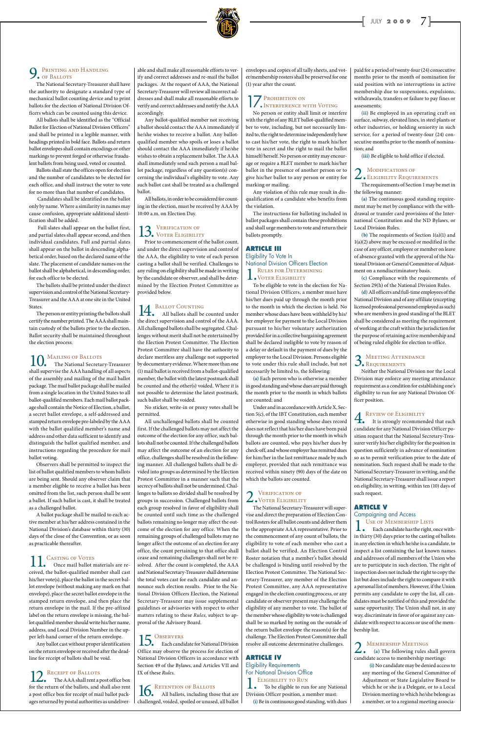### 9. Printing and Handling of Ballots

The National Secretary-Treasurer shall have the authority to designate a standard type of mechanical ballot counting device and to print ballots for the election of National Division Officers which can be counted using this device.

All ballots shall be identified as the "Official Ballot for Election of National Division Officers" and shall be printed in a legible manner, with headings printed in bold face. Ballots and return ballot envelopes shall contain encodings or other markings to prevent forged or otherwise fraudulent ballots from being used, voted or counted.

Ballots shall state the offices open for election and the number of candidates to be elected for each office, and shall instruct the voter to vote for no more than that number of candidates.

Candidates shall be identified on the ballot only by name. Where a similarity in names may cause confusion, appropriate additional identification shall be added.

Full slates shall appear on the ballot first, and partial slates shall appear second, and then individual candidates. Full and partial slates shall appear on the ballot in descending alphabetical order, based on the declared name of the slate. The placement of candidate names on the ballot shall be alphabetical, in descending order, for each office to be elected.

The ballots shall be printed under the direct supervision and control of the National Secretary-Treasurer and the AAA at one site in the United States.

The person or entity printing the ballots shall certify the number printed. The AAA shall maintain custody of the ballots prior to the election. Ballot security shall be maintained throughout the election process.

### 10. Mailing of Ballots

The National Secretary-Treasurer shall supervise the AAA handling of all aspects of the assembly and mailing of the mail ballot package. The mail ballot package shall be mailed from a single location in the United States to all ballot-qualified members. Each mail ballot package shall contain the Notice of Election, a ballot, a secret ballot envelope, a self-addressed and stamped return envelope pre-labeled by the AAA with the ballot qualified member's name and address and other data sufficient to identify and distinguish the ballot qualified member, and instructions regarding the procedure for mail ballot voting.

Observers shall be permitted to inspect the list of ballot qualified members to whom ballots are being sent. Should any observer claim that a member eligible to receive a ballot has been omitted from the list, such person shall be sent a ballot. If such ballot is cast, it shall be treated as a challenged ballot.

A ballot package shall be mailed to each active member at his/her address contained in the National Division's database within thirty (30) days of the close of the Convention, or as soon as practicable thereafter.

### 11. Casting of Votes

Once mail ballot materials are received, the ballot-qualified member shall cast his/her vote(s), place the ballot in the secret ballot envelope (without making any mark on that envelope), place the secret ballot envelope in the stamped return envelope, and then place the return envelope in the mail. If the pre-affixed label on the return envelope is missing, the ballot qualified member should write his/her name, address, and Local Division Number in the upper left-hand corner of the return envelope.

Any ballot cast without proper identification on the return envelope or received after the deadline for receipt of ballots shall be void.

### 12. Receipt of Ballots

The AAA shall rent a post office box for the return of the ballots, and shall also rent a post office box for receipt of mail ballot packages returned by postal authorities as undeliverable and shall make all reasonable efforts to verify and correct addresses and re-mail the ballot packages. At the request of AAA, the National Secretary-Treasurer will review all incorrect addresses and shall make all reasonable efforts to verify and correct addresses and notify the AAA accordingly.

Any ballot-qualified member not receiving a ballot should contact the AAA immediately if he/she wishes to receive a ballot. Any ballot-qualified member who spoils or loses a ballot should contact the AAA immediately if he/she wishes to obtain a replacement ballot. The AAA shall immediately send such person a mail ballot package, regardless of any question(s) concerning the individual's eligibility to vote. Any such ballot cast shall be treated as a challenged ballot.

All ballots, in order to be considered for counting in the election, must be received by AAA by 10:00 a.m. on Election Day.

### 13. Verification of Voter Eligibility

Prior to commencement of the ballot count, and under the direct supervision and control of the AAA, the eligibility to vote of each person casting a ballot shall be verified. Challenges to any ruling on eligibility shall be made in writing by the candidate or observer, and shall be determined by the Election Protest Committee as provided below.

### 14. Ballot Counting

All ballots shall be counted under the direct supervision and control of the AAA. All challenged ballots shall be segregated. Challenges without merit shall not be entertained by the Election Protest Committee. The Election Protest Committee shall have the authority to declare meritless any challenge not supported by documentary evidence. Where more than one (1) mail ballot is received from a ballot-qualified member, the ballot with the latest postmark shall be counted and the other(s) voided. Where it is not possible to determine the latest postmark, such ballot shall be voided.

No sticker, write-in or proxy votes shall be permitted.

All unchallenged ballots shall be counted first. If the challenged ballots may not affect the outcome of the election for any office, such ballots shall not be counted. If the challenged ballots may affect the outcome of an election for any office, challenges shall be resolved in the following manner. All challenged ballots shall be divided into groups as determined by the Election Protest Committee in a manner such that the secrecy of ballots shall not be undermined. Challenges to ballots so divided shall be resolved by groups in succession. Challenged ballots from each group resolved in favor of eligibility shall be counted until such time as the challenged ballots remaining no longer may affect the outcome of the election for any office. When the remaining groups of challenged ballots may no longer affect the outcome of an election for any office, the count pertaining to that office shall cease and remaining challenges shall not be resolved. After the count is completed, the AAA and National Secretary-Treasurer shall determine the total votes cast for each candidate and announce such election results. Prior to the National Division Officers Election, the National Secretary-Treasurer may issue supplemental guidelines or advisories with respect to other matters relating to these *Rules*, subject to approval of the Advisory Board.

### 15. Observers

Each candidate for National Division Office may observe the process for election of National Division Officers in accordance with Section 49 of the Bylaws, and Articles VII and IX of these *Rules*.

### 16. Retention of Ballots

All ballots, including those that are challenged, voided, spoiled or unused, all ballot envelopes and copies of all tally sheets, and voter/membership rosters shall be preserved for one (1) year after the count.

### 17. Prohibition on Interference with Voting

No person or entity shall limit or interfere with the right of any BLET ballot-qualified member to vote, including, but not necessarily limited to, the right to determine independently how to cast his/her vote, the right to mark his/her vote in secret and the right to mail the ballot himself/herself. No person or entity may encourage or require a BLET member to mark his/her ballot in the presence of another person or to give his/her ballot to any person or entity for marking or mailing.

Any violation of this rule may result in disqualification of a candidate who benefits from the violation.

The instructions for balloting included in ballot packages shall contain these prohibitions and shall urge members to vote and return their ballots promptly.

## ARTICLE III
## Eligibility To Vote In National Division Officers Election

### 1. Rules for Determining Voter Eligibility

To be eligible to vote in the election for National Division Officers, a member must have his/her dues paid up through the month prior to the month in which the election is held. No member whose dues have been withheld by his/her employer for payment to the Local Division pursuant to his/her voluntary authorization provided for in a collective bargaining agreement shall be declared ineligible to vote by reason of a delay or default in the payment of dues by the employer to the Local Division. Persons eligible to vote under this rule shall include, but not necessarily be limited to, the following:

**(a)** Each person who is otherwise a member in good standing and whose dues are paid through the month prior to the month in which ballots are counted; and

Under and in accordance with Article X, Section 5(c), of the IBT Constitution, each member otherwise in good standing whose dues record does not reflect that his/her dues have been paid through the month prior to the month in which ballots are counted, who pays his/her dues by check-off, and whose employer has remitted dues for him/her in the last remittance made by such employer, provided that such remittance was received within ninety (90) days of the date on which the ballots are counted.

### 2. Verification of Voter Eligibility

The National Secretary-Treasurer will supervise and direct the preparation of Election Control Rosters for all ballot counts and deliver them to the appropriate AAA representative. Prior to the commencement of any count of ballots, the eligibility to vote of each member who cast a ballot shall be verified. An Election Control Roster notation that a member's ballot should be challenged is binding until resolved by the Election Protest Committee. The National Secretary-Treasurer, any member of the Election Protest Committee, any AAA representative engaged in the election counting process, or any candidate or observer present may challenge the eligibility of any member to vote. The ballot of the member whose eligibility to vote is challenged shall be so marked by noting on the outside of the return ballot envelope the reason(s) for the challenge. The Election Protest Committee shall resolve all outcome determinative challenges.

## ARTICLE IV
## Eligibility Requirements For National Division Office

### 1. Eligibility to Run

To be eligible to run for any National Division Officer position, a member must:

**(i)** Be in continuous good standing, with dues paid for a period of twenty-four (24) consecutive months prior to the month of nomination for said position with no interruptions in active membership due to suspensions, expulsions, withdrawals, transfers or failure to pay fines or assessments;

**(ii)** Be employed in an operating craft on surface, subway, elevated lines, in steel plants or other industries, or holding seniority in such service, for a period of twenty-four (24) consecutive months prior to the month of nomination; and

**(iii)** Be eligible to hold office if elected.

### 2. Modifications of Eligibility Requirements

The requirements of Section 1 may be met in the following manner:

**(a)** The continuous good standing requirement may be met by compliance with the withdrawal or transfer card provisions of the International Constitution and the ND Bylaws, or Local Division Rules.

**(b)** The requirements of Section 1(a)(1) and 1(a)(2) above may be excused or modified in the case of any officer, employee or member on leave of absence granted with the approval of the National Division or General Committee of Adjustment on a nondiscriminatory basis.

**(c)** Compliance with the requirements of Section 29(h) of the National Division Rules.

**(d)** All officers and full-time employees of the National Division and of any affiliate (excepting licensed professional personnel employed as such) who are members in good standing of the BLET shall be considered as meeting the requirement of working at the craft within the jurisdiction for the purpose of retaining active membership and of being ruled eligible for election to office.

### 3. Meeting Attendance Requirements

Neither the National Division nor the Local Division may enforce any meeting attendance requirement as a condition for establishing one's eligibility to run for any National Division Officer position.

### 4. Review of Eligibility

It is strongly recommended that each candidate for any National Division Officer position request that the National Secretary-Treasurer verify his/her eligibility for the position in question sufficiently in advance of nomination so as to permit verification prior to the date of nomination. Such request shall be made to the National Secretary-Treasurer in writing, and the National Secretary-Treasurer shall issue a report on eligibility, in writing, within ten (10) days of such request.

## ARTICLE V
## Campaigning and Access

### 1. Use of Membership Lists

Each candidate has the right, once within thirty (30) days prior to the casting of ballots in any election in which he/she is a candidate, to inspect a list containing the last known names and addresses of all members of the Union who are to participate in such election. The right of inspection does not include the right to copy the list but does include the right to compare it with a personal list of members. However, if the Union permits any candidate to copy the list, all candidates must be notified of this and provided the same opportunity. The Union shall not, in any way, discriminate in favor of or against any candidate with respect to access or use of the membership list.

### 2. Membership Meetings

**(a)** The following rules shall govern candidate access to membership meetings:

**(i)** No candidate may be denied access to any meeting of the General Committee of Adjustment or State Legislative Board to which he or she is a Delegate, or to a Local Division meeting to which he/she belongs as a member, or to a regional meeting associa-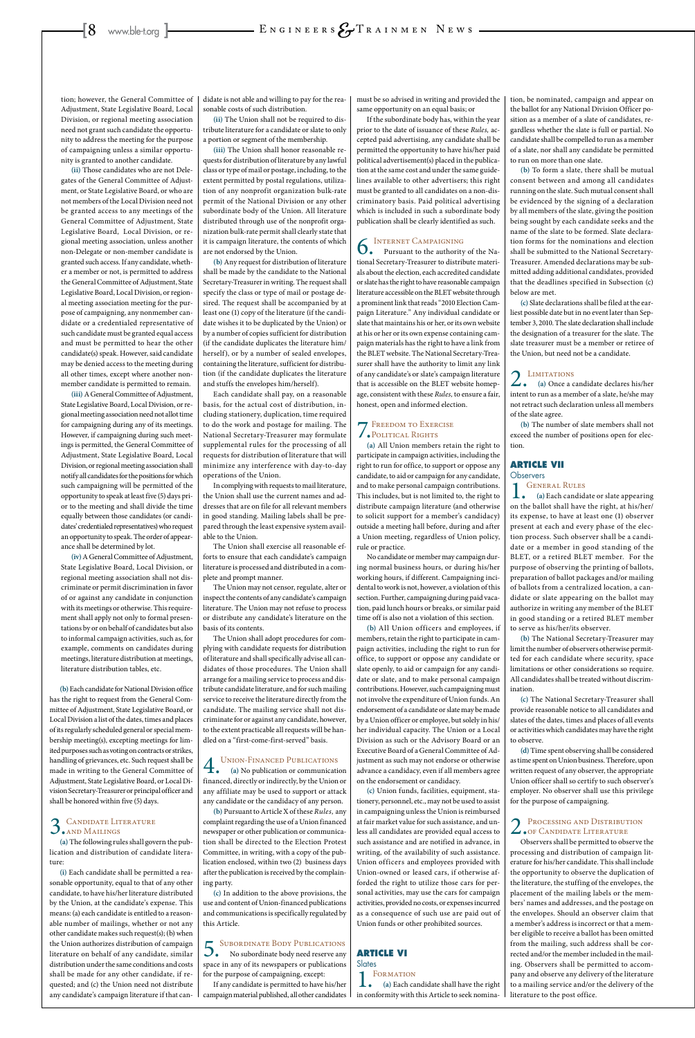tion; however, the General Committee of Adjustment, State Legislative Board, Local Division, or regional meeting association need not grant such candidate the opportunity to address the meeting for the purpose of campaigning unless a similar opportunity is granted to another candidate.

(ii) Those candidates who are not Delegates of the General Committee of Adjustment, or State Legislative Board, or who are not members of the Local Division need not be granted access to any meetings of the General Committee of Adjustment, State Legislative Board, Local Division, or regional meeting association, unless another non-Delegate or non-member candidate is granted such access. If any candidate, whether a member or not, is permitted to address the General Committee of Adjustment, State Legislative Board, Local Division, or regional meeting association meeting for the purpose of campaigning, any nonmember candidate or a credentialed representative of such candidate must be granted equal access and must be permitted to hear the other candidate(s) speak. However, said candidate may be denied access to the meeting during all other times, except where another nonmember candidate is permitted to remain.

(iii) A General Committee of Adjustment, State Legislative Board, Local Division, or regional meeting association need not allot time for campaigning during any of its meetings. However, if campaigning during such meetings is permitted, the General Committee of Adjustment, State Legislative Board, Local Division, or regional meeting association shall notify all candidates for the positions for which such campaigning will be permitted of the opportunity to speak at least five (5) days prior to the meeting and shall divide the time equally between those candidates (or candidates' credentialed representatives) who request an opportunity to speak. The order of appearance shall be determined by lot.

(iv) A General Committee of Adjustment, State Legislative Board, Local Division, or regional meeting association shall not discriminate or permit discrimination in favor of or against any candidate in conjunction with its meetings or otherwise. This requirement shall apply not only to formal presentations by or on behalf of candidates but also to informal campaign activities, such as, for example, comments on candidates during meetings, literature distribution at meetings, literature distribution tables, etc.

(b) Each candidate for National Division office has the right to request from the General Committee of Adjustment, State Legislative Board, or Local Division a list of the dates, times and places of its regularly scheduled general or special membership meeting(s), excepting meetings for limited purposes such as voting on contracts or strikes, handling of grievances, etc. Such request shall be made in writing to the General Committee of Adjustment, State Legislative Board, or Local Division Secretary-Treasurer or principal officer and shall be honored within five (5) days.

## 3. Candidate Literature and Mailings

(a) The following rules shall govern the publication and distribution of candidate literature:

(i) Each candidate shall be permitted a reasonable opportunity, equal to that of any other candidate, to have his/her literature distributed by the Union, at the candidate's expense. This means: (a) each candidate is entitled to a reasonable number of mailings, whether or not any other candidate makes such request(s); (b) when the Union authorizes distribution of campaign literature on behalf of any candidate, similar distribution under the same conditions and costs shall be made for any other candidate, if requested; and (c) the Union need not distribute any candidate's campaign literature if that candidate is not able and willing to pay for the reasonable costs of such distribution.

(ii) The Union shall not be required to distribute literature for a candidate or slate to only a portion or segment of the membership.

(iii) The Union shall honor reasonable requests for distribution of literature by any lawful class or type of mail or postage, including, to the extent permitted by postal regulations, utilization of any nonprofit organization bulk-rate permit of the National Division or any other subordinate body of the Union. All literature distributed through use of the nonprofit organization bulk-rate permit shall clearly state that it is campaign literature, the contents of which are not endorsed by the Union.

(b) Any request for distribution of literature shall be made by the candidate to the National Secretary-Treasurer in writing. The request shall specify the class or type of mail or postage desired. The request shall be accompanied by at least one (1) copy of the literature (if the candidate wishes it to be duplicated by the Union) or by a number of copies sufficient for distribution (if the candidate duplicates the literature him/herself), or by a number of sealed envelopes, containing the literature, sufficient for distribution (if the candidate duplicates the literature and stuffs the envelopes him/herself).

Each candidate shall pay, on a reasonable basis, for the actual cost of distribution, including stationery, duplication, time required to do the work and postage for mailing. The National Secretary-Treasurer may formulate supplemental rules for the processing of all requests for distribution of literature that will minimize any interference with day-to-day operations of the Union.

In complying with requests to mail literature, the Union shall use the current names and addresses that are on file for all relevant members in good standing. Mailing labels shall be prepared through the least expensive system available to the Union.

The Union shall exercise all reasonable efforts to ensure that each candidate's campaign literature is processed and distributed in a complete and prompt manner.

The Union may not censor, regulate, alter or inspect the contents of any candidate's campaign literature. The Union may not refuse to process or distribute any candidate's literature on the basis of its contents.

The Union shall adopt procedures for complying with candidate requests for distribution of literature and shall specifically advise all candidates of those procedures. The Union shall arrange for a mailing service to process and distribute candidate literature, and for such mailing service to receive the literature directly from the candidate. The mailing service shall not discriminate for or against any candidate, however, to the extent practicable all requests will be handled on a "first-come-first-served" basis.

## 4. Union-Financed Publications

(a) No publication or communication financed, directly or indirectly, by the Union or any affiliate may be used to support or attack any candidate or the candidacy of any person.

(b) Pursuant to Article X of these *Rules*, any complaint regarding the use of a Union financed newspaper or other publication or communication shall be directed to the Election Protest Committee, in writing, with a copy of the publication enclosed, within two (2) business days after the publication is received by the complaining party.

(c) In addition to the above provisions, the use and content of Union-financed publications and communications is specifically regulated by this Article.

## 5. Subordinate Body Publications

No subordinate body need reserve any space in any of its newspapers or publications for the purpose of campaigning, except:

If any candidate is permitted to have his/her campaign material published, all other candidates must be so advised in writing and provided the same opportunity on an equal basis; or

If the subordinate body has, within the year prior to the date of issuance of these *Rules*, accepted paid advertising, any candidate shall be permitted the opportunity to have his/her paid political advertisement(s) placed in the publication at the same cost and under the same guidelines available to other advertisers; this right must be granted to all candidates on a non-discriminatory basis. Paid political advertising which is included in such a subordinate body publication shall be clearly identified as such.

## 6. Internet Campaigning

Pursuant to the authority of the National Secretary-Treasurer to distribute materials about the election, each accredited candidate or slate has the right to have reasonable campaign literature accessible on the BLET website through a prominent link that reads "2010 Election Campaign Literature." Any individual candidate or slate that maintains his or her, or its own website at his or her or its own expense containing campaign materials has the right to have a link from the BLET website. The National Secretary-Treasurer shall have the authority to limit any link of any candidate's or slate's campaign literature that is accessible on the BLET website homepage, consistent with these *Rules*, to ensure a fair, honest, open and informed election.

## 7. Freedom to Exercise Political Rights

(a) All Union members retain the right to participate in campaign activities, including the right to run for office, to support or oppose any candidate, to aid or campaign for any candidate, and to make personal campaign contributions. This includes, but is not limited to, the right to distribute campaign literature (and otherwise to solicit support for a member's candidacy) outside a meeting hall before, during and after a Union meeting, regardless of Union policy, rule or practice.

No candidate or member may campaign during normal business hours, or during his/her working hours, if different. Campaigning incidental to work is not, however, a violation of this section. Further, campaigning during paid vacation, paid lunch hours or breaks, or similar paid time off is also not a violation of this section.

(b) All Union officers and employees, if members, retain the right to participate in campaign activities, including the right to run for office, to support or oppose any candidate or slate openly, to aid or campaign for any candidate or slate, and to make personal campaign contributions. However, such campaigning must not involve the expenditure of Union funds. An endorsement of a candidate or slate may be made by a Union officer or employee, but solely in his/her individual capacity. The Union or a Local Division as such or the Advisory Board or an Executive Board of a General Committee of Adjustment as such may not endorse or otherwise advance a candidacy, even if all members agree on the endorsement or candidacy.

(c) Union funds, facilities, equipment, stationery, personnel, etc., may not be used to assist in campaigning unless the Union is reimbursed at fair market value for such assistance, and unless all candidates are provided equal access to such assistance and are notified in advance, in writing, of the availability of such assistance. Union officers and employees provided with Union-owned or leased cars, if otherwise afforded the right to utilize those cars for personal activities, may use the cars for campaign activities, provided no costs, or expenses incurred as a consequence of such use are paid out of Union funds or other prohibited sources.

# ARTICLE VI
## Slates

## 1. Formation

(a) Each candidate shall have the right in conformity with this Article to seek nomination, be nominated, campaign and appear on the ballot for any National Division Officer position as a member of a slate of candidates, regardless whether the slate is full or partial. No candidate shall be compelled to run as a member of a slate, nor shall any candidate be permitted to run on more than one slate.

(b) To form a slate, there shall be mutual consent between and among all candidates running on the slate. Such mutual consent shall be evidenced by the signing of a declaration by all members of the slate, giving the position being sought by each candidate seeks and the name of the slate to be formed. Slate declaration forms for the nominations and election shall be submitted to the National Secretary-Treasurer. Amended declarations may be submitted adding additional candidates, provided that the deadlines specified in Subsection (c) below are met.

(c) Slate declarations shall be filed at the earliest possible date but in no event later than September 3, 2010. The slate declaration shall include the designation of a treasurer for the slate. The slate treasurer must be a member or retiree of the Union, but need not be a candidate.

## 2. Limitations

(a) Once a candidate declares his/her intent to run as a member of a slate, he/she may not retract such declaration unless all members of the slate agree.

(b) The number of slate members shall not exceed the number of positions open for election.

# ARTICLE VII
## Observers

## 1. General Rules

(a) Each candidate or slate appearing on the ballot shall have the right, at his/her/its expense, to have at least one (1) observer present at each and every phase of the election process. Such observer shall be a candidate or a member in good standing of the BLET, or a retired BLET member. For the purpose of observing the printing of ballots, preparation of ballot packages and/or mailing of ballots from a centralized location, a candidate or slate appearing on the ballot may authorize in writing any member of the BLET in good standing or a retired BLET member to serve as his/her/its observer.

(b) The National Secretary-Treasurer may limit the number of observers otherwise permitted for each candidate where security, space limitations or other considerations so require. All candidates shall be treated without discrimination.

(c) The National Secretary-Treasurer shall provide reasonable notice to all candidates and slates of the dates, times and places of all events or activities which candidates may have the right to observe.

(d) Time spent observing shall be considered as time spent on Union business. Therefore, upon written request of any observer, the appropriate Union officer shall so certify to such observer's employer. No observer shall use this privilege for the purpose of campaigning.

## 2. Processing and Distribution of Candidate Literature

Observers shall be permitted to observe the processing and distribution of campaign literature for his/her candidate. This shall include the opportunity to observe the duplication of the literature, the stuffing of the envelopes, the placement of the mailing labels or the members' names and addresses, and the postage on the envelopes. Should an observer claim that a member's address is incorrect or that a member eligible to receive a ballot has been omitted from the mailing, such address shall be corrected and/or the member included in the mailing. Observers shall be permitted to accompany and observe any delivery of the literature to a mailing service and/or the delivery of the literature to the post office.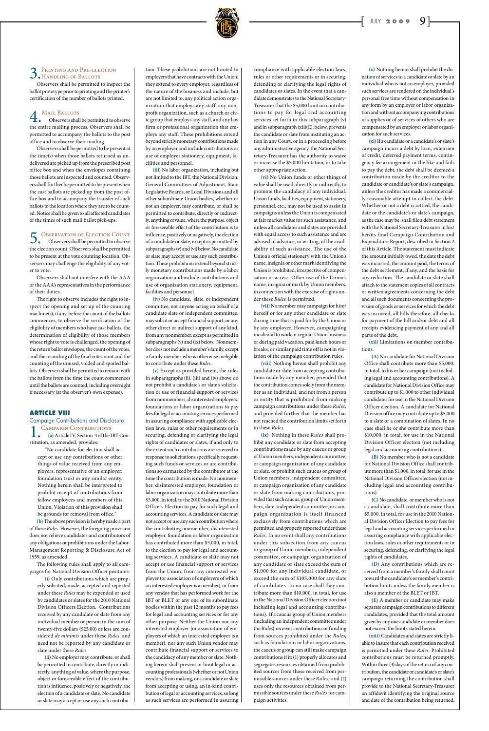## 3. Printing and Pre-election Handling of Ballots

Observers shall be permitted to inspect the ballot prototype prior to printing and the printer's certification of the number of ballots printed.

## 4. Mail Ballots

Observers shall be permitted to observe the entire mailing process. Observers shall be permitted to accompany the ballots to the post office and to observe their mailing.

Observers shall be permitted to be present at the time(s) when those ballots returned as undelivered are picked up from the prescribed post office box and when the envelopes containing those ballots are inspected and counted. Observers shall further be permitted to be present when the cast ballots are picked up from the post office box and to accompany the transfer of such ballots to the location where they are to be counted. Notice shall be given to all affected candidates of the times of such mail ballot pick-ups.

## 5. Observation of Election Count

Observers shall be permitted to observe the election count. Observers shall be permitted to be present at the vote counting location. Observers may challenge the eligibility of any voter to vote.

Observers shall not interfere with the AAA or the AAA's representatives in the performance of their duties.

The right to observe includes the right to inspect the opening and set up of the counting machine(s), if any, before the count of the ballots commences, to observe the verification of the eligibility of members who have cast ballots, the determination of eligibility of those members whose right to vote is challenged, the opening of the return ballot envelopes, the count of the votes, and the recording of the final vote count and the counting of the unused, voided and spoiled ballots. Observers shall be permitted to remain with the ballots from the time the count commences until the ballots are counted, including overnight if necessary (at the observer's own expense).

# ARTICLE VIII

## Campaign Contributions and Disclosure

## 1. Campaign Contributions

**(a)** Article IV, Section 4 of the IBT Constitution, as amended, provides:

> "No candidate for election shall accept or use any contributions or other things of value received from any employers, representative of an employer, foundation trust or any similar entity. Nothing herein shall be interpreted to prohibit receipt of contributions from fellow employees and members of this Union. Violation of this provision shall be grounds for removal from office."

**(b)** The above provision is hereby made a part of these *Rules*. However, the foregoing provision does not relieve candidates and contributors of any obligations or prohibitions under the Labor-Management Reporting & Disclosure Act of 1959, as amended.

The following rules shall apply to all campaigns for National Division Officer positions:

**(i)** Only contributions which are properly solicited, made, accepted and reported under these *Rules* may be expended or used by candidates or slates for the 2010 National Division Officers Election. Contributions received by any candidate or slate from any individual member or person in the sum of twenty-five dollars ($25.00) or less are considered *de minimis* under these *Rules*, and need not be reported by any candidate or slate under these *Rules*.

(ii) No employer may contribute, or shall be permitted to contribute, directly or indirectly, anything of value, where the purpose, object or foreseeable effect of the contribution is influence, positively or negatively, the election of a candidate or slate. No candidate or slate may accept or use any such contribution. These prohibitions are not limited to employers that have contracts with the Union; they extend to every employer, regardless of the nature of the business and include, but are not limited to, any political action organization that employs any staff, any nonprofit organization, such as a church or civic group that employs any staff, and any law firm or professional organization that employs any staff. These prohibitions extend beyond strictly monetary contributions made by an employer and include contributions or use of employer stationery, equipment, facilities and personnel.

**(iii)** No labor organization, including but not limited to the IBT, the National Division, General Committees of Adjustment, State Legislative Boards, or Local Divisions and all other subordinate Union bodies, whether or not an employer, may contribute, or shall be permitted to contribute, directly or indirectly, anything of value, where the purpose, object or foreseeable effect of the contribution is to influence, positively or negatively, the election of a candidate or slate, except as permitted by subparagraphs (v) and (vi) below. No candidate or slate may accept or use any such contribution. These prohibitions extend beyond strictly monetary contributions made by a labor organization and include contributions and use of organization stationery, equipment, facilities and personnel.

**(iv)** No candidate, slate, or independent committee, nor anyone acting on behalf of a candidate slate or independent committee, may solicit or accept financial support, or any other direct or indirect support of any kind, from any nonmember, except as permitted in subparagraphs (v) and (ix) below. Nonmember does not include a member's family, except a family member who is otherwise ineligible to contribute under these *Rules*.

**(v)** Except as provided herein, the rules in subparagraphs (ii), (iii) and (iv) above do not prohibit a candidate's or slate's solicitation or use of financial support or services from nonmembers, disinterested employers, foundations or labor organizations to pay fees for legal or accounting services performed in assuring compliance with applicable election laws, rules or other requirements or in securing, defending or clarifying the legal rights of candidates or slates, if and only to the extent such contributions are received in response to solicitations specifically requesting such funds or services or are contributions so earmarked by the contributor at the time the contribution is made. No nonmember, disinterested employer, foundation or labor organization may contribute more than $5,000, in total, to the 2010 National Division Officers Election to pay for such legal and accounting services. A candidate or slate may not accept or use any such contribution where the contributing nonmember, disinterested employer, foundation or labor organization has contributed more than $5,000, in total, to the election to pay for legal and accounting services. A candidate or slate may not accept or use financial support or services from the Union, from any interested employer (or association of employers of which an interested employer is a member), or from any vendor that has performed work for the IBT or BLET or any one of its subordinate bodies within the past 12 months to pay fees for legal and accounting services or for any other purpose. Neither the Union nor any interested employer (or association of employers of which an interested employer is a member), nor any such Union vendor may contribute financial support or services to the candidacy of any member or slate. Nothing herein shall prevent or limit legal or accounting professionals (whether or not Union vendors) from making, or a candidate or slate from accepting or using, an in-kind contribution of legal or accounting services, so long as such services are performed in assuring compliance with applicable election laws, rules or other requirements or in securing, defending or clarifying the legal rights of candidates or slates. In the event that a candidate demonstrates to the National Secretary-Treasurer that the $5,000 limit on contributions to pay for legal and accounting services set forth in this subparagraph (v) and in subparagraph (xii)(E), below, prevents the candidate or slate from instituting an action in any Court, or in a proceeding before any administrative agency, the National Secretary-Treasurer has the authority to waive or increase the $5,000 limitation, or to take other appropriate action.

**(vi)** No Union funds or other things of value shall be used, directly or indirectly, to promote the candidacy of any individual. Union funds, facilities, equipment, stationery, personnel, etc., may not be used to assist in campaigns unless the Union is compensated at fair market value for such assistance, and unless all candidates and slates are provided with equal access to such assistance and are advised in advance, in writing, of the availability of such assistance. The use of the Union's official stationery with the Union's name, insignia or other mark identifying the Union is prohibited, irrespective of compensation or access. Other use of the Union's name, insignia or mark by Union members, in connection with the exercise of rights under these *Rules*, is permitted.

**(vii)** No member may campaign for him/herself or for any other candidate or slate during time that is paid for by the Union or by any employer. However, campaigning incidental to work or regular Union business or during paid vacation, paid lunch hours or breaks, or similar paid time off is not in violation of the campaign contribution rules.

**(viii)** Nothing herein shall prohibit any candidate or slate from accepting contributions made by any member, provided that the contribution comes solely from the member as an individual, and not from a person or entity that is prohibited from making campaign contributions under these *Rules*, and provided further that the member has not reached the contribution limits set forth in these *Rules*.

**(ix)** Nothing in these *Rules* shall prohibit any candidate or slate from accepting contributions made by any caucus or group of Union members, independent committee, or campaign organization of any candidate or slate, or prohibit such caucus or group of Union members, independent committee, or campaign organization of any candidate or slate from making contributions, provided that such caucus, group of Union members, slate, independent committee, or campaign organization is itself financed exclusively from contributions which are permitted and properly reported under these *Rules*. In no event shall any contributions under this subsection from any caucus or group of Union members, independent committee, or campaign organization of any candidate or slate exceed the sum of $1,000 for any individual candidate, or exceed the sum of $105,000 for any slate of candidates. In no case shall they contribute more than $10,000, in total, for use in the National Division Officer election (not including legal and accounting contributions). If a caucus, group of Union members (including an independent committee under the *Rules*) receives contributions or funding from sources prohibited under the *Rules*, such as foundations or labor organizations, the caucus or group can still make campaign contributions if it: (1) properly allocates and segregates resources obtained from prohibited sources from those received from permissible sources under these *Rules;* and (2) uses only the resources obtained from permissible sources under these *Rules* for campaign activities.

**(x)** Nothing herein shall prohibit the donation of services to a candidate or slate by an individual who is not an employer, provided such services are rendered on the individual's personal free time without compensation in any form by an employer or labor organization and without accompanying contributions of supplies or of services of others who are compensated by an employer or labor organization for such services.

**(xi)** If a candidate or a candidate's or slate's campaign incurs a debt by loan, extension of credit, deferred payment terms, contingency fee arrangement or the like and fails to pay the debt, the debt shall be deemed a contribution made by the creditor to the candidate or candidate's or slate's campaign, unless the creditor has made a commercially reasonable attempt to collect the debt. Whether or not a debt is settled, the candidate or the candidate's or slate's campaign, as the case may be, shall file a debt statement with the National Secretary-Treasurer in his/her/its final Campaign Contribution and Expenditure Report, described in Section 2 of this Article. The statement must indicate the amount initially owed, the date the debt was incurred, the amount paid, the terms of the debt settlement, if any, and the basis for any reduction. The candidate or slate shall attach to the statement copies of all contracts or written agreements concerning the debt and all such documents concerning the provision of goods or services for which the debt was incurred, all bills therefore, all checks for payment of the bill and/or debt and all receipts evidencing payment of any and all parts of the debt.

**(xii)** Limitations on member contributions.

**(A)** No candidate for National Division Office shall contribute more than $5,000, in total, to his or her campaign (not including legal and accounting contributions). A candidate for National Division Office may contribute up to $1,000 to other individual candidates for use in the National Division Officer election. A candidate for National Division office may contribute up to $5,000 to a slate or a combination of slates. In no case shall he or she contribute more than $10,000, in total, for use in the National Division Officer election (not including legal and accounting contributions).

**(B)** No member who is not a candidate for National Division Office shall contribute more than $1,000, in total, for use in the National Division Officer election (not including legal and accounting contributions).

**(C)** No candidate, or member who is not a candidate, shall contribute more than $5,000, in total, for use in the 2010 National Division Officer Election to pay fees for legal and accounting services performed in assuring compliance with applicable election laws, rules or other requirements or in securing, defending, or clarifying the legal rights of candidates.

**(D)** Any contributions which are received from a member's family shall count toward the candidate's or member's contribution limits unless the family member is also a member of the BLET or IBT.

**(E)** A member or candidate may make separate campaign contributions to different candidates, provided that the total amount given by any one candidate or member does not exceed the limits stated herein.

**(xiii)** Candidates and slates are strictly liable to insure that each contribution received is permitted under these *Rules*. Prohibited contributions must be returned promptly. Within three (3) days of the return of any contribution, the candidate or candidate's or slate's campaign returning the contribution shall provide to the National Secretary-Treasurer an affidavit identifying the original source and date of the contribution being returned,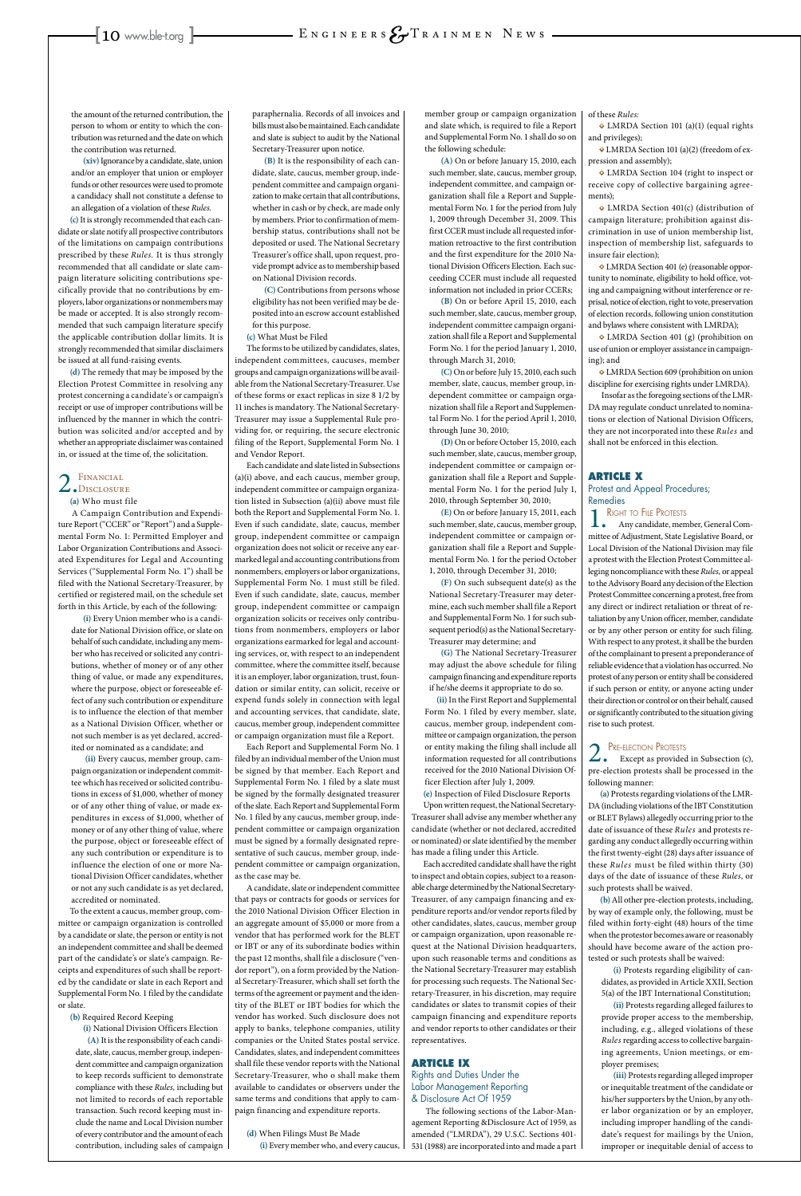the amount of the returned contribution, the person to whom or entity to which the contribution was returned and the date on which the contribution was returned.

**(xiv)** Ignorance by a candidate, slate, union and/or an employer that union or employer funds or other resources were used to promote a candidacy shall not constitute a defense to an allegation of a violation of these *Rules*.

**(c)** It is strongly recommended that each candidate or slate notify all prospective contributors of the limitations on campaign contributions prescribed by these *Rules*. It is thus strongly recommended that all candidate or slate campaign literature soliciting contributions specifically provide that no contributions by employers, labor organizations or nonmembers may be made or accepted. It is also strongly recommended that such campaign literature specify the applicable contribution dollar limits. It is strongly recommended that similar disclaimers be issued at all fund-raising events.

**(d)** The remedy that may be imposed by the Election Protest Committee in resolving any protest concerning a candidate's or campaign's receipt or use of improper contributions will be influenced by the manner in which the contribution was solicited and/or accepted and by whether an appropriate disclaimer was contained in, or issued at the time of, the solicitation.

## 2. Financial Disclosure

**(a)** Who must file

A Campaign Contribution and Expenditure Report ("CCER" or "Report") and a Supplemental Form No. 1: Permitted Employer and Labor Organization Contributions and Associated Expenditures for Legal and Accounting Services ("Supplemental Form No. 1") shall be filed with the National Secretary-Treasurer, by certified or registered mail, on the schedule set forth in this Article, by each of the following:

**(i)** Every Union member who is a candidate for National Division office, or slate on behalf of such candidate, including any member who has received or solicited any contributions, whether of money or of any other thing of value, or made any expenditures, where the purpose, object or foreseeable effect of any such contribution or expenditure is to influence the election of that member as a National Division Officer, whether or not such member is as yet declared, accredited or nominated as a candidate; and

**(ii)** Every caucus, member group, campaign organization or independent committee which has received or solicited contributions in excess of $1,000, whether of money or of any other thing of value, or made expenditures in excess of $1,000, whether of money or of any other thing of value, where the purpose, object or foreseeable effect of any such contribution or expenditure is to influence the election of one or more National Division Officer candidates, whether or not any such candidate is as yet declared, accredited or nominated.

To the extent a caucus, member group, committee or campaign organization is controlled by a candidate or slate, the person or entity is not an independent committee and shall be deemed part of the candidate's or slate's campaign. Receipts and expenditures of such shall be reported by the candidate or slate in each Report and Supplemental Form No. 1 filed by the candidate or slate.

**(b)** Required Record Keeping

**(i)** National Division Officers Election

**(A)** It is the responsibility of each candidate, slate, caucus, member group, independent committee and campaign organization to keep records sufficient to demonstrate compliance with these *Rules,* including but not limited to records of each reportable transaction. Such record keeping must include the name and Local Division number of every contributor and the amount of each contribution, including sales of campaign paraphernalia. Records of all invoices and bills must also be maintained. Each candidate and slate is subject to audit by the National Secretary-Treasurer upon notice.

**(B)** It is the responsibility of each candidate, slate, caucus, member group, independent committee and campaign organization to make certain that all contributions, whether in cash or by check, are made only by members. Prior to confirmation of membership status, contributions shall not be deposited or used. The National Secretary Treasurer's office shall, upon request, provide prompt advice as to membership based on National Division records.

**(C)** Contributions from persons whose eligibility has not been verified may be deposited into an escrow account established for this purpose.

**(c)** What Must be Filed

The forms to be utilized by candidates, slates, independent committees, caucuses, member groups and campaign organizations will be available from the National Secretary-Treasurer. Use of these forms or exact replicas in size 8 1/2 by 11 inches is mandatory. The National Secretary-Treasurer may issue a Supplemental Rule providing for, or requiring, the secure electronic filing of the Report, Supplemental Form No. 1 and Vendor Report.

Each candidate and slate listed in Subsections (a)(i) above, and each caucus, member group, independent committee or campaign organization listed in Subsection (a)(ii) above must file both the Report and Supplemental Form No. 1. Even if such candidate, slate, caucus, member group, independent committee or campaign organization does not solicit or receive any earmarked legal and accounting contributions from nonmembers, employers or labor organizations, Supplemental Form No. 1 must still be filed. Even if such candidate, slate, caucus, member group, independent committee or campaign organization solicits or receives only contributions from nonmembers, employers or labor organizations earmarked for legal and accounting services, or, with respect to an independent committee, where the committee itself, because it is an employer, labor organization, trust, foundation or similar entity, can solicit, receive or expend funds solely in connection with legal and accounting services, that candidate, slate, caucus, member group, independent committee or campaign organization must file a Report.

Each Report and Supplemental Form No. 1 filed by an individual member of the Union must be signed by that member. Each Report and Supplemental Form No. 1 filed by a slate must be signed by the formally designated treasurer of the slate. Each Report and Supplemental Form No. 1 filed by any caucus, member group, independent committee or campaign organization must be signed by a formally designated representative of such caucus, member group, independent committee or campaign organization, as the case may be.

A candidate, slate or independent committee that pays or contracts for goods or services for the 2010 National Division Officer Election in an aggregate amount of $5,000 or more from a vendor that has performed work for the BLET or IBT or any of its subordinate bodies within the past 12 months, shall file a disclosure ("vendor report"), on a form provided by the National Secretary-Treasurer, which shall set forth the terms of the agreement or payment and the identity of the BLET or IBT bodies for which the vendor has worked. Such disclosure does not apply to banks, telephone companies, utility companies or the United States postal service. Candidates, slates, and independent committees shall file these vendor reports with the National Secretary-Treasurer, who o shall make them available to candidates or observers under the same terms and conditions that apply to campaign financing and expenditure reports.

**(d)** When Filings Must Be Made

**(i)** Every member who, and every caucus, member group or campaign organization and slate which, is required to file a Report and Supplemental Form No. 1 shall do so on the following schedule:

**(A)** On or before January 15, 2010, each such member, slate, caucus, member group, independent committee, and campaign organization shall file a Report and Supplemental Form No. 1 for the period from July 1, 2009 through December 31, 2009. This first CCER must include all requested information retroactive to the first contribution and the first expenditure for the 2010 National Division Officers Election. Each succeeding CCER must include all requested information not included in prior CCERs;

**(B)** On or before April 15, 2010, each such member, slate, caucus, member group, independent committee campaign organization shall file a Report and Supplemental Form No. 1 for the period January 1, 2010, through March 31, 2010;

**(C)** On or before July 15, 2010, each such member, slate, caucus, member group, independent committee or campaign organization shall file a Report and Supplemental Form No. 1 for the period April 1, 2010, through June 30, 2010;

**(D)** On or before October 15, 2010, each such member, slate, caucus, member group, independent committee or campaign organization shall file a Report and Supplemental Form No. 1 for the period July 1, 2010, through September 30, 2010;

**(E)** On or before January 15, 2011, each such member, slate, caucus, member group, independent committee or campaign organization shall file a Report and Supplemental Form No. 1 for the period October 1, 2010, through December 31, 2010;

**(F)** On such subsequent date(s) as the National Secretary-Treasurer may determine, each such member shall file a Report and Supplemental Form No. 1 for such subsequent period(s) as the National Secretary-Treasurer may determine; and

**(G)** The National Secretary-Treasurer may adjust the above schedule for filing campaign financing and expenditure reports if he/she deems it appropriate to do so.

**(ii)** In the First Report and Supplemental Form No. 1 filed by every member, slate, caucus, member group, independent committee or campaign organization, the person or entity making the filing shall include all information requested for all contributions received for the 2010 National Division Officer Election after July 1, 2009.

**(e)** Inspection of Filed Disclosure Reports

Upon written request, the National Secretary-Treasurer shall advise any member whether any candidate (whether or not declared, accredited or nominated) or slate identified by the member has made a filing under this Article.

Each accredited candidate shall have the right to inspect and obtain copies, subject to a reasonable charge determined by the National Secretary-Treasurer, of any campaign financing and expenditure reports and/or vendor reports filed by other candidates, slates, caucus, member group or campaign organization, upon reasonable request at the National Division headquarters, upon such reasonable terms and conditions as the National Secretary-Treasurer may establish for processing such requests. The National Secretary-Treasurer, in his discretion, may require candidates or slates to transmit copies of their campaign financing and expenditure reports and vendor reports to other candidates or their representatives.

# ARTICLE IX

## Rights and Duties Under the Labor Management Reporting & Disclosure Act Of 1959

The following sections of the Labor-Management Reporting &Disclosure Act of 1959, as amended ("LMRDA"), 29 U.S.C. Sections 401-531 (1988) are incorporated into and made a part of these *Rules:*

- LMRDA Section 101 (a)(1) (equal rights and privileges);
- LMRDA Section 101 (a)(2) (freedom of expression and assembly);
- LMRDA Section 104 (right to inspect or receive copy of collective bargaining agreements);
- LMRDA Section 401(c) (distribution of campaign literature; prohibition against discrimination in use of union membership list, inspection of membership list, safeguards to insure fair election);
- LMRDA Section 401 (e) (reasonable opportunity to nominate, eligibility to hold office, voting and campaigning without interference or reprisal, notice of election, right to vote, preservation of election records, following union constitution and bylaws where consistent with LMRDA);
- LMRDA Section 401 (g) (prohibition on use of union or employer assistance in campaigning); and
- LMRDA Section 609 (prohibition on union discipline for exercising rights under LMRDA).

Insofar as the foregoing sections of the LMRDA may regulate conduct unrelated to nominations or election of National Division Officers, they are not incorporated into these *Rules* and shall not be enforced in this election.

# ARTICLE X

## Protest and Appeal Procedures; Remedies

## 1. Right to File Protests

Any candidate, member, General Committee of Adjustment, State Legislative Board, or Local Division of the National Division may file a protest with the Election Protest Committee alleging noncompliance with these *Rules,* or appeal to the Advisory Board any decision of the Election Protest Committee concerning a protest, free from any direct or indirect retaliation or threat of retaliation by any Union officer, member, candidate or by any other person or entity for such filing. With respect to any protest, it shall be the burden of the complainant to prove a preponderance of reliable evidence that a violation has occurred. No protest of any person or entity shall be considered if such person or entity, or anyone acting under their direction or control or on their behalf, caused or significantly contributed to the situation giving rise to such protest.

## 2. Pre-election Protests

Except as provided in Subsection (c), pre-election protests shall be processed in the following manner:

**(a)** Protests regarding violations of the LMRDA (including violations of the IBT Constitution or BLET Bylaws) allegedly occurring prior to the date of issuance of these *Rules* and protests regarding any conduct allegedly occurring within the first twenty-eight (28) days after issuance of these *Rules* must be filed within thirty (30) days of the date of issuance of these *Rules*, or such protests shall be waived.

**(b)** All other pre-election protests, including, by way of example only, the following, must be filed within forty-eight (48) hours of the time when the protestor becomes aware or reasonably should have become aware of the action protested or such protests shall be waived:

**(i)** Protests regarding eligibility of candidates, as provided in Article XXII, Section 5(a) of the IBT International Constitution;

**(ii)** Protests regarding alleged failures to provide proper access to the membership, including, e.g., alleged violations of these *Rules* regarding access to collective bargaining agreements, Union meetings, or employer premises;

**(iii)** Protests regarding alleged improper or inequitable treatment of the candidate or his/her supporters by the Union, by any other labor organization or by an employer, including improper handling of the candidate's request for mailings by the Union, improper or inequitable denial of access to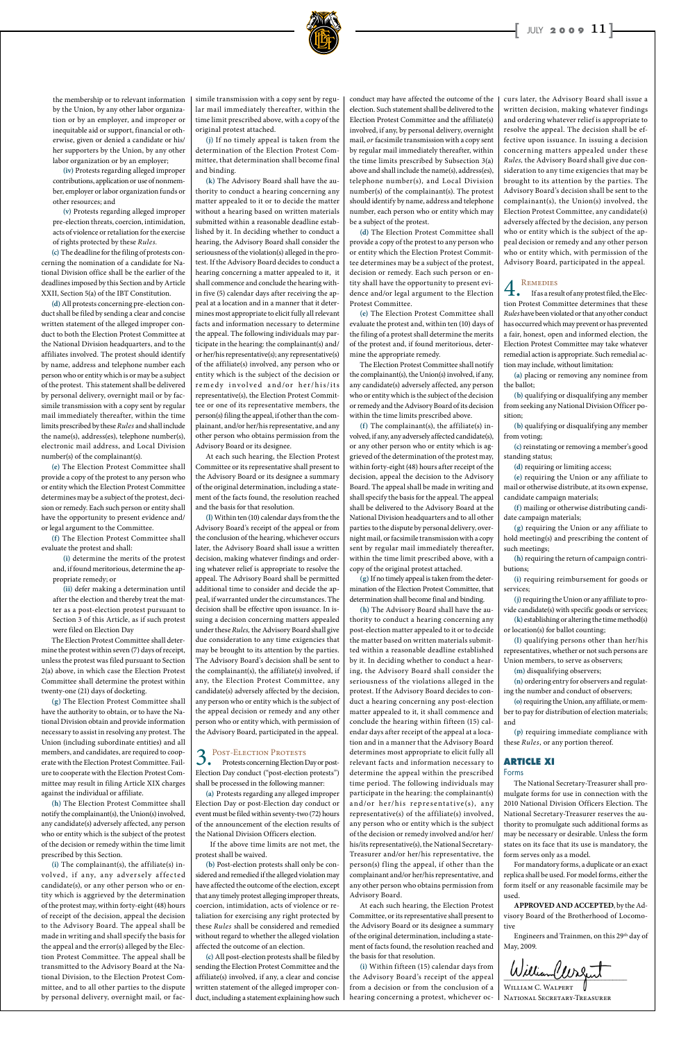the membership or to relevant information by the Union, by any other labor organization or by an employer, and improper or inequitable aid or support, financial or otherwise, given or denied a candidate or his/her supporters by the Union, by any other labor organization or by an employer;

(iv) Protests regarding alleged improper contributions, application or use of nonmember, employer or labor organization funds or other resources; and

(v) Protests regarding alleged improper pre-election threats, coercion, intimidation, acts of violence or retaliation for the exercise of rights protected by these *Rules.*

(c) The deadline for the filing of protests concerning the nomination of a candidate for National Division office shall be the earlier of the deadlines imposed by this Section and by Article XXII, Section 5(a) of the IBT Constitution.

(d) All protests concerning pre-election conduct shall be filed by sending a clear and concise written statement of the alleged improper conduct to both the Election Protest Committee at the National Division headquarters, and to the affiliates involved. The protest should identify by name, address and telephone number each person who or entity which is or may be a subject of the protest. This statement shall be delivered by personal delivery, overnight mail or by facsimile transmission with a copy sent by regular mail immediately thereafter, within the time limits prescribed by these *Rules* and shall include the name(s), address(es), telephone number(s), electronic mail address, and Local Division number(s) of the complainant(s).

(e) The Election Protest Committee shall provide a copy of the protest to any person who or entity which the Election Protest Committee determines may be a subject of the protest, decision or remedy. Each such person or entity shall have the opportunity to present evidence and/or legal argument to the Committee.

(f) The Election Protest Committee shall evaluate the protest and shall:

(i) determine the merits of the protest and, if found meritorious, determine the appropriate remedy; or

(ii) defer making a determination until after the election and thereby treat the matter as a post-election protest pursuant to Section 3 of this Article, as if such protest were filed on Election Day

The Election Protest Committee shall determine the protest within seven (7) days of receipt, unless the protest was filed pursuant to Section 2(a) above, in which case the Election Protest Committee shall determine the protest within twenty-one (21) days of docketing.

(g) The Election Protest Committee shall have the authority to obtain, or to have the National Division obtain and provide information necessary to assist in resolving any protest. The Union (including subordinate entities) and all members, and candidates, are required to cooperate with the Election Protest Committee. Failure to cooperate with the Election Protest Committee may result in filing Article XIX charges against the individual or affiliate.

(h) The Election Protest Committee shall notify the complainant(s), the Union(s) involved, any candidate(s) adversely affected, any person who or entity which is the subject of the protest or of the decision or remedy within the time limit prescribed by this Section.

(i) The complainant(s), the affiliate(s) involved, if any, any adversely affected candidate(s), or any other person who or entity which is aggrieved by the determination of the protest may, within forty-eight (48) hours of receipt of the decision, appeal the decision to the Advisory Board. The appeal shall be made in writing and shall specify the basis for the appeal and the error(s) alleged by the Election Protest Committee. The appeal shall be transmitted to the Advisory Board at the National Division, to the Election Protest Committee, and to all other parties to the dispute by personal delivery, overnight mail, or facsimile transmission with a copy sent by regular mail immediately thereafter, within the time limit prescribed above, with a copy of the original protest attached.

(j) If no timely appeal is taken from the determination of the Election Protest Committee, that determination shall become final and binding.

(k) The Advisory Board shall have the authority to conduct a hearing concerning any matter appealed to it or to decide the matter without a hearing based on written materials submitted within a reasonable deadline established by it. In deciding whether to conduct a hearing, the Advisory Board shall consider the seriousness of the violation(s) alleged in the protest. If the Advisory Board decides to conduct a hearing concerning a matter appealed to it, it shall commence and conclude the hearing within five (5) calendar days after receiving the appeal at a location and in a manner that it determines most appropriate to elicit fully all relevant facts and information necessary to determine the appeal. The following individuals may participate in the hearing: the complainant(s) and/or his/her representative(s); any representative(s) of the affiliate(s) involved, any person who or entity which is the subject of the decision or remedy involved and/or her/his/its representative(s), the Election Protest Committee or one of its representative members, the person(s) filing the appeal, if other than the complainant, and/or her/his representative, and any other person who obtains permission from the Advisory Board or its designee.

At each such hearing, the Election Protest Committee or its representative shall present to the Advisory Board or its designee a summary of the original determination, including a statement of the facts found, the resolution reached and the basis for that resolution.

(l) Within ten (10) calendar days from the the Advisory Board's receipt of the appeal or from the conclusion of the hearing, whichever occurs later, the Advisory Board shall issue a written decision, making whatever findings and ordering whatever relief is appropriate to resolve the appeal. The Advisory Board shall be permitted additional time to consider and decide the appeal, if warranted under the circumstances. The decision shall be effective upon issuance. In issuing a decision concerning matters appealed under these *Rules*, the Advisory Board shall give due consideration to any time exigencies that may be brought to its attention by the parties. The Advisory Board's decision shall be sent to the complainant(s), the affiliate(s) involved, if any, the Election Protest Committee, any candidate(s) adversely affected by the decision, any person who or entity which is the subject of the appeal decision or remedy and any other person who or entity which, with permission of the Advisory Board, participated in the appeal.

## 3. Post-Election Protests

Protests concerning Election Day or post-Election Day conduct ("post-election protests") shall be processed in the following manner:

(a) Protests regarding any alleged improper Election Day or post-Election Day conduct or event must be filed within seventy-two (72) hours of the announcement of the election results of the National Division Officers election.

If the above time limits are not met, the protest shall be waived.

(b) Post-election protests shall only be considered and remedied if the alleged violation may have affected the outcome of the election, except that any timely protest alleging improper threats, coercion, intimidation, acts of violence or retaliation for exercising any right protected by these *Rules* shall be considered and remedied without regard to whether the alleged violation affected the outcome of an election.

(c) All post-election protests shall be filed by sending the Election Protest Committee and the affiliate(s) involved, if any, a clear and concise written statement of the alleged improper conduct, including a statement explaining how such conduct may have affected the outcome of the election. Such statement shall be delivered to the Election Protest Committee and the affiliate(s) involved, if any, by personal delivery, overnight mail, *or* facsimile transmission with a copy sent by regular mail immediately thereafter, within the time limits prescribed by Subsection 3(a) above and shall include the name(s), address(es), telephone number(s), and Local Division number(s) of the complainant(s). The protest should identify by name, address and telephone number, each person who or entity which may be a subject of the protest.

(d) The Election Protest Committee shall provide a copy of the protest to any person who or entity which the Election Protest Committee determines may be a subject of the protest, decision or remedy. Each such person or entity shall have the opportunity to present evidence and/or legal argument to the Election Protest Committee.

(e) The Election Protest Committee shall evaluate the protest and, within ten (10) days of the filing of a protest shall determine the merits of the protest, and, if found meritorious, determine the appropriate remedy.

The Election Protest Committee shall notify the complainant(s), the Union(s) involved, if any, any candidate(s) adversely affected, any person who or entity which is the subject of the decision or remedy and the Advisory Board of its decision within the time limits prescribed above.

(f) The complainant(s), the affiliate(s) involved, if any, any adversely affected candidate(s), or any other person who or entity which is aggrieved by the determination of the protest may, within forty-eight (48) hours after receipt of the decision, appeal the decision to the Advisory Board. The appeal shall be made in writing and shall specify the basis for the appeal. The appeal shall be delivered to the Advisory Board at the National Division headquarters and to all other parties to the dispute by personal delivery, overnight mail, or facsimile transmission with a copy sent by regular mail immediately thereafter, within the time limit prescribed above, with a copy of the original protest attached.

(g) If no timely appeal is taken from the determination of the Election Protest Committee, that determination shall become final and binding.

(h) The Advisory Board shall have the authority to conduct a hearing concerning any post-election matter appealed to it or to decide the matter based on written materials submitted within a reasonable deadline established by it. In deciding whether to conduct a hearing, the Advisory Board shall consider the seriousness of the violations alleged in the protest. If the Advisory Board decides to conduct a hearing concerning any post-election matter appealed to it, it shall commence and conclude the hearing within fifteen (15) calendar days after receipt of the appeal at a location and in a manner that the Advisory Board determines most appropriate to elicit fully all relevant facts and information necessary to determine the appeal within the prescribed time period. The following individuals may participate in the hearing: the complainant(s) and/or his/her representative(s), any representative(s) of the affiliate(s) involved, any person who or entity which is the subject of the decision or remedy involved and/or her/his/its representative(s), the National Secretary-Treasurer and/or her/his representative, the person(s) fling the appeal, if other than the complainant and/or her/his representative, and any other person who obtains permission from Advisory Board.

At each such hearing, the Election Protest Committee, or its representative shall present to the Advisory Board or its designee a summary of the original determination, including a statement of facts found, the resolution reached and the basis for that resolution.

(i) Within fifteen (15) calendar days from the Advisory Board's receipt of the appeal from a decision or from the conclusion of a hearing concerning a protest, whichever occurs later, the Advisory Board shall issue a written decision, making whatever findings and ordering whatever relief is appropriate to resolve the appeal. The decision shall be effective upon issuance. In issuing a decision concerning matters appealed under these *Rules*, the Advisory Board shall give due consideration to any time exigencies that may be brought to its attention by the parties. The Advisory Board's decision shall be sent to the complainant(s), the Union(s) involved, the Election Protest Committee, any candidate(s) adversely affected by the decision, any person who or entity which is the subject of the appeal decision or remedy and any other person who or entity which, with permission of the Advisory Board, participated in the appeal.

## 4. Remedies

If as a result of any protest filed, the Election Protest Committee determines that these *Rules* have been violated or that any other conduct has occurred which may prevent or has prevented a fair, honest, open and informed election, the Election Protest Committee may take whatever remedial action is appropriate. Such remedial action may include, without limitation:

(a) placing or removing any nominee from the ballot;

(b) qualifying or disqualifying any member from seeking any National Division Officer position;

(b) qualifying or disqualifying any member from voting;

(c) reinstating or removing a member's good standing status;

(d) requiring or limiting access;

(e) requiring the Union or any affiliate to mail or otherwise distribute, at its own expense, candidate campaign materials;

(f) mailing or otherwise distributing candidate campaign materials;

(g) requiring the Union or any affiliate to hold meeting(s) and prescribing the content of such meetings;

(h) requiring the return of campaign contributions;

(i) requiring reimbursement for goods or services;

(j) requiring the Union or any affiliate to provide candidate(s) with specific goods or services;

(k) establishing or altering the time method(s) or location(s) for ballot counting;

(l) qualifying persons other than her/his representatives, whether or not such persons are Union members, to serve as observers;

(m) disqualifying observers;

(n) ordering entry for observers and regulating the number and conduct of observers;

(o) requiring the Union, any affiliate, or member to pay for distribution of election materials; and

(p) requiring immediate compliance with these *Rules*, or any portion thereof.

# ARTICLE XI

## Forms

The National Secretary-Treasurer shall promulgate forms for use in connection with the 2010 National Division Officers Election. The National Secretary-Treasurer reserves the authority to promulgate such additional forms as may be necessary or desirable. Unless the form states on its face that its use is mandatory, the form serves only as a model.

For mandatory forms, a duplicate or an exact replica shall be used. For model forms, either the form itself or any reasonable facsimile may be used.

**APPROVED AND ACCEPTED**, by the Advisory Board of the Brotherhood of Locomotive Engineers and Trainmen, on this 29th day of May, 2009.

William C. Walpert
National Secretary-Treasurer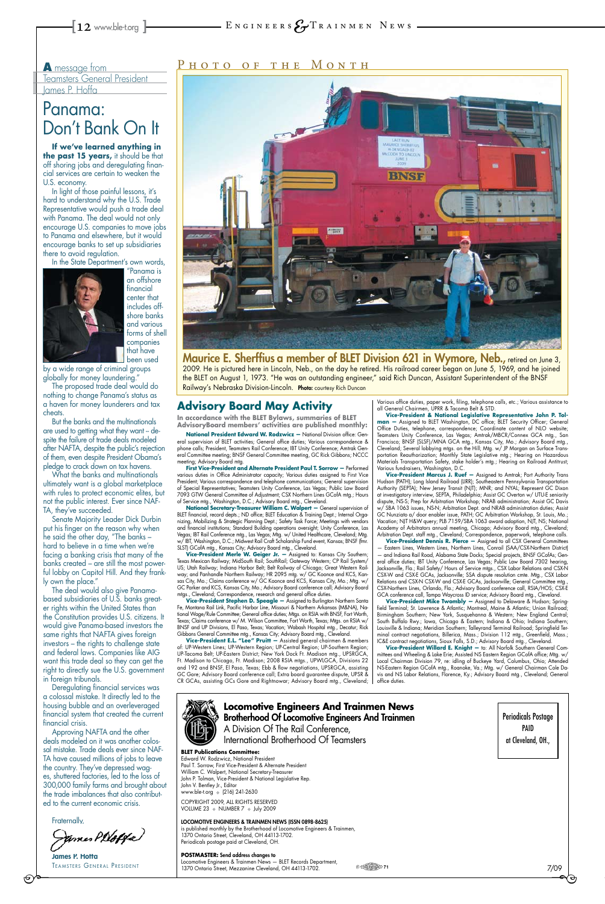**A** message from Teamsters General President James P. Hoffa

# Panama: Don't Bank On It

**If we've learned anything in the past 15 years,** it should be that off shoring jobs and deregulating financial services are certain to weaken the U.S. economy.

In light of those painful lessons, it's hard to understand why the U.S. Trade Representative would push a trade deal with Panama. The deal would not only encourage U.S. companies to move jobs to Panama and elsewhere, but it would encourage banks to set up subsidiaries there to avoid regulation.

In the State Department's own words, "Panama is an offshore financial center that includes offshore banks and various forms of shell companies that have been used by a wide range of criminal groups globally for money laundering."

The proposed trade deal would do nothing to change Panama's status as a haven for money launderers and tax cheats.

But the banks and the multinationals are used to getting what they want – despite the failure of trade deals modeled after NAFTA, despite the public's rejection of them, even despite President Obama's pledge to crack down on tax havens.

What the banks and multinationals ultimately want is a global marketplace with rules to protect economic elites, but not the public interest. Ever since NAFTA, they've succeeded.

Senate Majority Leader Dick Durbin put his finger on the reason why when he said the other day, "The banks – hard to believe in a time when we're facing a banking crisis that many of the banks created – are still the most powerful lobby on Capitol Hill. And they frankly own the place."

The deal would also give Panama-based subsidiaries of U.S. banks greater rights within the United States than the Constitution provides U.S. citizens. It would give Panama-based investors the same rights that NAFTA gives foreign investors – the rights to challenge state and federal laws. Companies like AIG want this trade deal so they can get the right to directly sue the U.S. government in foreign tribunals.

Deregulating financial services was a colossal mistake. It directly led to the housing bubble and an overleveraged financial system that created the current financial crisis.

Approving NAFTA and the other deals modeled on it was another colossal mistake. Trade deals ever since NAFTA have caused millions of jobs to leave the country. They've depressed wages, shuttered factories, led to the loss of 300,000 family farms and brought about the trade imbalances that also contributed to the current economic crisis.

Fraternally,

James P. Hoffa
Teamsters General President

## Photo of the Month

**Maurice E. Sherffius a member of BLET Division 621 in Wymore, Neb.,** retired on June 3, 2009. He is pictured here in Lincoln, Neb., on the day he retired. His railroad career began on June 5, 1969, and he joined the BLET on August 1, 1973. "He was an outstanding engineer," said Rich Duncan, Assistant Superintendent of the BNSF Railway's Nebraska Division-Lincoln. **Photo:** courtesy Rich Duncan

## Advisory Board May Activity

**In accordance with the BLET Bylaws, summaries of BLET AdvisoryBoard members' activities are published monthly:**

**National President Edward W. Rodzwicz —** National Division office: General supervision of BLET activities; General office duties; Various correspondence & phone calls; President, Teamsters Rail Conference; IBT Unity Conference; Amtrak General Committee meeting; BNSF General Committee meeting, GC Rick Gibbons; NCCC meeting; Advisory Board mtg.

**First Vice-President and Alternate President Paul T. Sorrow —** Performed various duties in Office Administrator capacity; Various duties assigned to First Vice President; Various correspondence and telephone communications; General supervision of Special Representatives; Teamsters Unity Conference, Las Vegas; Public Law Board 7093 GTW General Committee of Adjustment; CSX Northern Lines GCofA mtg.; Hours of Service mtg., Washington, D.C.; Advisory Board mtg., Cleveland.

**National Secretary-Treasurer William C. Walpert —** General supervision of BLET financial, record depts.; ND office; BLET Education & Training Dept.; Internal Organizing, Mobilizing & Strategic Planning Dept.; Safety Task Force; Meetings with vendors and financial institutions; Standard Building operations oversight; Unity Conference, Las Vegas; IBT Rail Conference mtg., Las Vegas; Mtg. w/ United Healthcare, Cleveland; Mtg. w/ IBT, Washington, D.C.; Midwest Rail Craft Scholarship Fund event, Kansas; BNSF (fmr. SLSF) GCofA mtg., Kansas City; Advisory Board mtg., Cleveland.

**Vice-President Merle W. Geiger Jr. —** Assigned to: Kansas City Southern; Texas Mexican Railway; MidSouth Rail; SouthRail; Gateway Western; CP Rail System/US; Utah Railway; Indiana Harbor Belt; Belt Railway of Chicago; Great Western Railway; and Panhandle Northern Railway; HR 2095 mtg. w/ GC Koonce and KCS, Kansas City, Mo.; Claims conference w/ GC Koonce and KCS, Kansas City, Mo.; Mtg. w/ GC Parker and KCS, Kansas City, Mo.; Advisory Board conference call; Advisory Board mtgs., Cleveland; Correspondence, research and general office duties.

**Vice-President Stephen D. Speagle —** Assigned to Burlington Northern Santa Fe, Montana Rail Link, Pacific Harbor Line, Missouri & Northern Arkansas (M&NA), National Wage/Rule Committee; General office duties; Mtgs. on RSIA with BNSF, Fort Worth, Texas; Claims conference w/ M. Wilson Committee, Fort Worth, Texas; Mtgs. on RSIA w/ BNSF and UP Divisions, El Paso, Texas; Vacation; Wabash Hospital mtg., Decatur; Rick Gibbons General Committee mtg., Kansas City; Advisory Board mtg., Cleveland.

**Vice-President E.L. "Lee" Pruitt —** Assisted general chairmen & members of: UP-Western Lines; UP-Western Region; UP-Central Region; UP-Southern Region; UP-Tacoma Belt; UP-Eastern District; New York Dock Ft. Madison mtg., UPSRGCA, Ft. Madison to Chicago, Ft. Madison; 2008 RSIA mtgs., UPWLGCA, Divisions 22 and 192 and BNSF, El Paso, Texas; Ebb & flow negotiations, UPSRGCA, assisting GC Gore; Advisory Board conference call; Extra board guarantee dispute, UPSR & CR GCAs, assisting GCs Gore and Rightnowar; Advisory Board mtg., Cleveland; Various office duties, paper work, filing, telephone calls, etc.; Various assistance to all General Chairmen, UPRR & Tacoma Belt & STD.

**Vice-President & National Legislative Representative John P. Tolman —** Assigned to BLET Washington, DC office; BLET Security Officer; General Office Duties, telephone, correspondence; Coordinate content of NLO website; Teamsters Unity Conference, Las Vegas; Amtrak/MBCR/Connex GCA mtg., San Francisco; BNSF (SLSF)/MNA GCA mtg., Kansas City, Mo.; Advisory Board mtg., Cleveland; Several lobbying mtgs. on the Hill; Mtg. w/ JP Morgan on Surface Transportation Reauthorization; Monthly State Legislative mtg.; Hearing on Hazardous Materials Transportation Safety, stake holder's mtg.; Hearing on Railroad Antitrust; Various fundraisers, Washington, D.C.

**Vice-President Marcus J. Ruef —** Assigned to Amtrak; Port Authority Trans Hudson (PATH); Long Island Railroad (LIRR); Southeastern Pennsylvania Transportation Authority (SEPTA); New Jersey Transit (NJT); MNR; and NYAL; Represent GC Dixon at investigatory interview, SEPTA, Philadelphia; Assist GC Overton w/ UTU-E seniority dispute, NS-S; Prep for Arbitration Workshop; NRAB administration; Assist GC Davis w/ SBA 1063 issues, NS-N; Arbitration Dept. and NRAB administration duties; Assist GC Nunziato a/ door enabler issue, PATH; GC Arbitration Workshop, St. Louis, Mo.; Vacation; NJT H&W query; PLB 7159/SBA 1063 award adoption, NJT, NS; National Academy of Arbitrators annual meeting, Chicago; Advisory Board mtg., Cleveland; Arbitration Dept. staff mtg., Cleveland; Correspondence, paperwork, telephone calls.

**Vice-President Dennis R. Pierce —** Assigned to all CSX General Committees — Eastern Lines, Western Lines, Northern Lines, Conrail (SAA/CSX-Northern District) — and Indiana Rail Road, Alabama State Docks; Special projects, BNSF GCofAs; General office duties; IBT Unity Conference, Las Vegas; Public Law Board 7302 hearing, Jacksonville, Fla.; Rail Safety/ Hours of Service mtgs., CSX Labor Relations and CSX-N CSX-W and CSX-E GCAs, Jacksonville; SSA dispute resolution cmte. Mtg., CSX Labor Relations and CSX-N CSX-W and CSX-E GCAs, Jacksonville; General Committee mtg., CSX-Northern Lines, Orlando, Fla.; Advisory Board conference call, RSIA/HOS; CSX-E GCA conference call, Tampa Waycross ID service; Advisory Board mtg., Cleveland.

**Vice-President Mike Twombly —** Assigned to Delaware & Hudson; Springfield Terminal; St. Lawrence & Atlantic; Montreal, Maine & Atlantic; Union Railroad; Birmingham Southern; New York, Susquehanna & Western; New England Central; South Buffalo Rwy.; Iowa, Chicago & Eastern; Indiana & Ohio; Indiana Southern; Louisville & Indiana; Meridian Southern; Talleyrand Terminal Railroad; Springfield Terminal contract negotiations, Billerica, Mass.; Division 112 mtg., Greenfield, Mass.; IC&E contract negotiations, Sioux Falls, S.D.; Advisory Board mtg., Cleveland.

**Vice-President Willard E. Knight —** to: All Norfolk Southern General Committees and Wheeling & Lake Erie; Assisted NS Eastern Region GCofA office; Mtg. w/ Local Chairman Division 79, re: idling of Buckeye Yard, Columbus, Ohio; Attended NS-Eastern Region GCofA mtg., Roanoke, Va.; Mtg. w/ General Chairman Cole Davis and NS Labor Relations, Florence, Ky.; Advisory Board mtg., Cleveland; General office duties.

---

### Locomotive Engineers And Trainmen News
**Brotherhood Of Locomotive Engineers And Trainmen**
A Division Of The Rail Conference,
International Brotherhood Of Teamsters

**BLET Publications Committee:**
Edward W. Rodzwicz, National President
Paul T. Sorrow, First Vice-President & Alternate President
William C. Walpert, National Secretary-Treasurer
John P. Tolman, Vice-President & National Legislative Rep.
John V. Bentley Jr., Editor
www.ble-t.org ◆ (216) 241-2630

COPYRIGHT 2009, ALL RIGHTS RESERVED
VOLUME 23 ◆ NUMBER 7 ◆ July 2009

**LOCOMOTIVE ENGINEERS & TRAINMEN NEWS (ISSN 0898-8625)**
is published monthly by the Brotherhood of Locomotive Engineers & Trainmen, 1370 Ontario Street, Cleveland, OH 44113-1702.
Periodicals postage paid at Cleveland, OH.

**POSTMASTER: Send address changes to**
Locomotive Engineers & Trainmen News — BLET Records Department, 1370 Ontario Street, Mezzanine Cleveland, OH 44113-1702.

Periodicals Postage
PAID
at Cleveland, OH.,